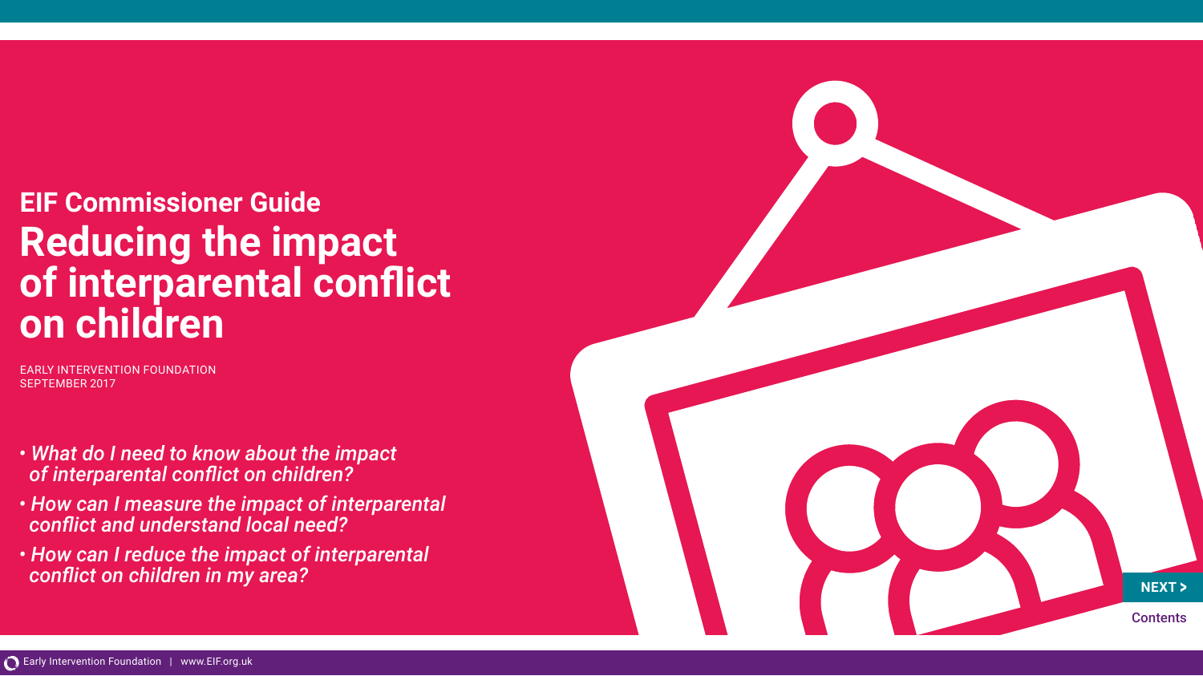## EIF Commissioner Guide

# Reducing the impact of interparental conflict on children

EARLY INTERVENTION FOUNDATION
SEPTEMBER 2017

- *What do I need to know about the impact of interparental conflict on children?*
- *How can I measure the impact of interparental conflict and understand local need?*
- *How can I reduce the impact of interparental conflict on children in my area?*

NEXT >

Contents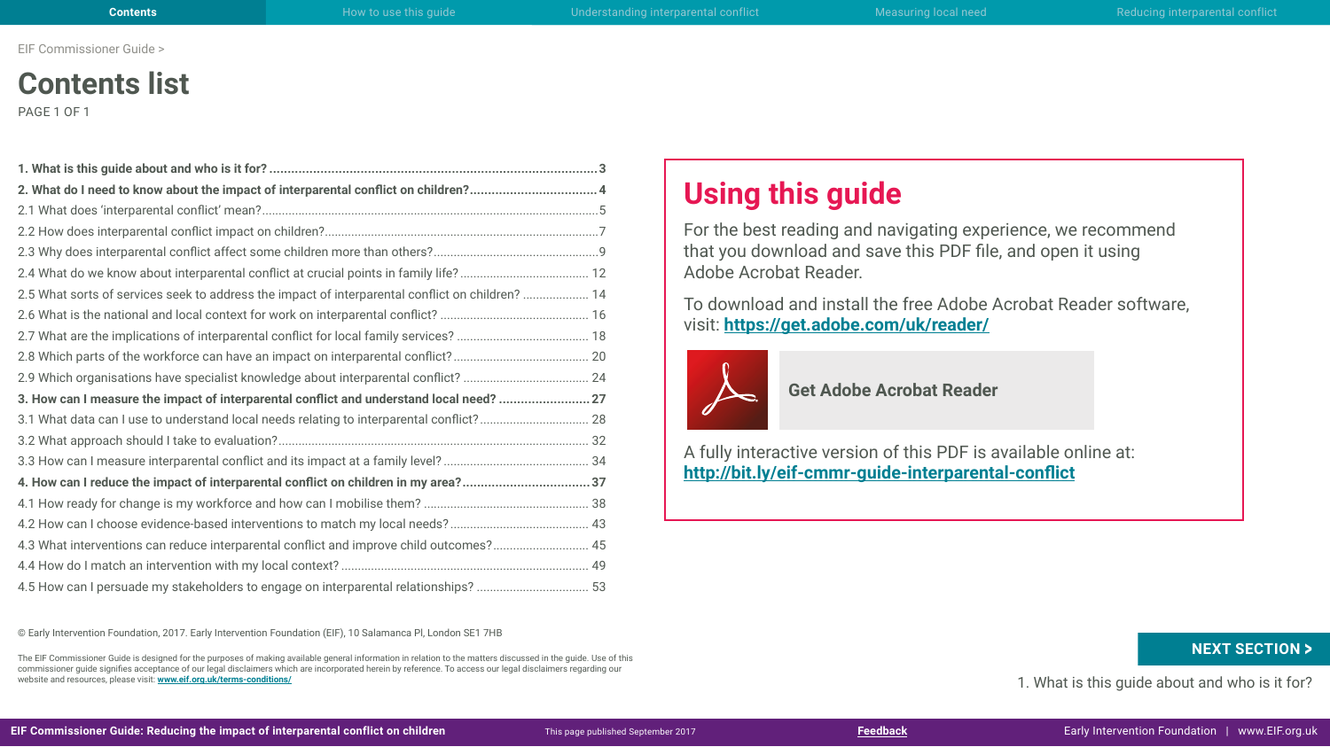EIF Commissioner Guide >

# Contents list

PAGE 1 OF 1

**1. What is this guide about and who is it for? ... 3**

**2. What do I need to know about the impact of interparental conflict on children? ... 4**

2.1 What does 'interparental conflict' mean? ... 5

2.2 How does interparental conflict impact on children? ... 7

2.3 Why does interparental conflict affect some children more than others? ... 9

2.4 What do we know about interparental conflict at crucial points in family life? ... 12

2.5 What sorts of services seek to address the impact of interparental conflict on children? ... 14

2.6 What is the national and local context for work on interparental conflict? ... 16

2.7 What are the implications of interparental conflict for local family services? ... 18

2.8 Which parts of the workforce can have an impact on interparental conflict? ... 20

2.9 Which organisations have specialist knowledge about interparental conflict? ... 24

**3. How can I measure the impact of interparental conflict and understand local need? ... 27**

3.1 What data can I use to understand local needs relating to interparental conflict? ... 28

3.2 What approach should I take to evaluation? ... 32

3.3 How can I measure interparental conflict and its impact at a family level? ... 34

**4. How can I reduce the impact of interparental conflict on children in my area? ... 37**

4.1 How ready for change is my workforce and how can I mobilise them? ... 38

4.2 How can I choose evidence-based interventions to match my local needs? ... 43

4.3 What interventions can reduce interparental conflict and improve child outcomes? ... 45

4.4 How do I match an intervention with my local context? ... 49

4.5 How can I persuade my stakeholders to engage on interparental relationships? ... 53

## Using this guide

For the best reading and navigating experience, we recommend that you download and save this PDF file, and open it using Adobe Acrobat Reader.

To download and install the free Adobe Acrobat Reader software, visit: **https://get.adobe.com/uk/reader/**

**Get Adobe Acrobat Reader**

A fully interactive version of this PDF is available online at: **http://bit.ly/eif-cmmr-guide-interparental-conflict**

© Early Intervention Foundation, 2017. Early Intervention Foundation (EIF), 10 Salamanca Pl, London SE1 7HB

The EIF Commissioner Guide is designed for the purposes of making available general information in relation to the matters discussed in the guide. Use of this commissioner guide signifies acceptance of our legal disclaimers which are incorporated herein by reference. To access our legal disclaimers regarding our website and resources, please visit: **www.eif.org.uk/terms-conditions/**

**NEXT SECTION >**

1. What is this guide about and who is it for?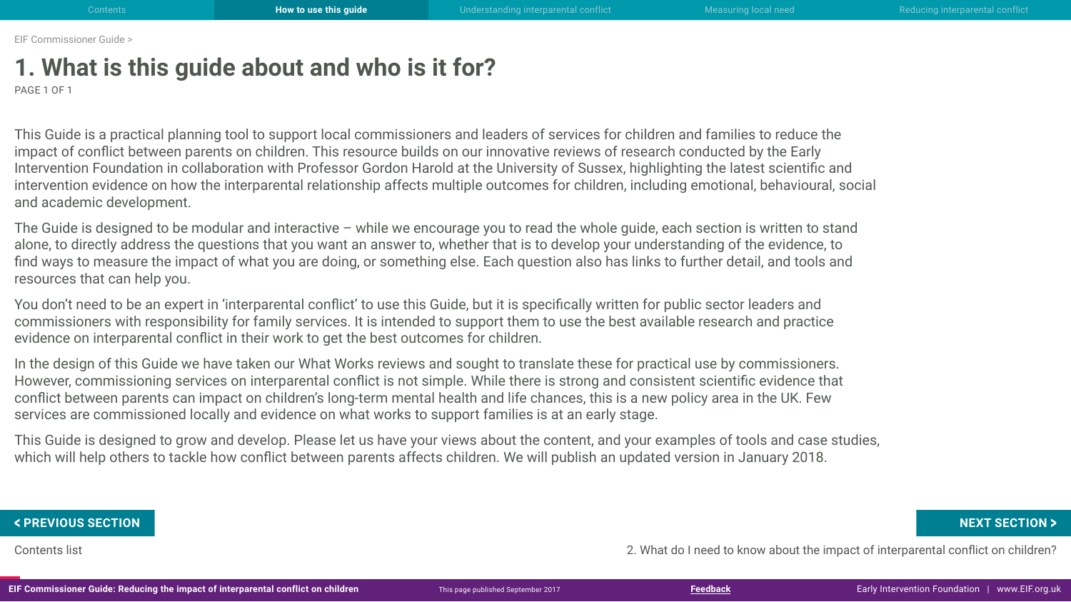# 1. What is this guide about and who is it for?

This Guide is a practical planning tool to support local commissioners and leaders of services for children and families to reduce the impact of conflict between parents on children. This resource builds on our innovative reviews of research conducted by the Early Intervention Foundation in collaboration with Professor Gordon Harold at the University of Sussex, highlighting the latest scientific and intervention evidence on how the interparental relationship affects multiple outcomes for children, including emotional, behavioural, social and academic development.

The Guide is designed to be modular and interactive – while we encourage you to read the whole guide, each section is written to stand alone, to directly address the questions that you want an answer to, whether that is to develop your understanding of the evidence, to find ways to measure the impact of what you are doing, or something else. Each question also has links to further detail, and tools and resources that can help you.

You don't need to be an expert in 'interparental conflict' to use this Guide, but it is specifically written for public sector leaders and commissioners with responsibility for family services. It is intended to support them to use the best available research and practice evidence on interparental conflict in their work to get the best outcomes for children.

In the design of this Guide we have taken our What Works reviews and sought to translate these for practical use by commissioners. However, commissioning services on interparental conflict is not simple. While there is strong and consistent scientific evidence that conflict between parents can impact on children's long-term mental health and life chances, this is a new policy area in the UK. Few services are commissioned locally and evidence on what works to support families is at an early stage.

This Guide is designed to grow and develop. Please let us have your views about the content, and your examples of tools and case studies, which will help others to tackle how conflict between parents affects children. We will publish an updated version in January 2018.

**< PREVIOUS SECTION**

Contents list

**NEXT SECTION >**

2. What do I need to know about the impact of interparental conflict on children?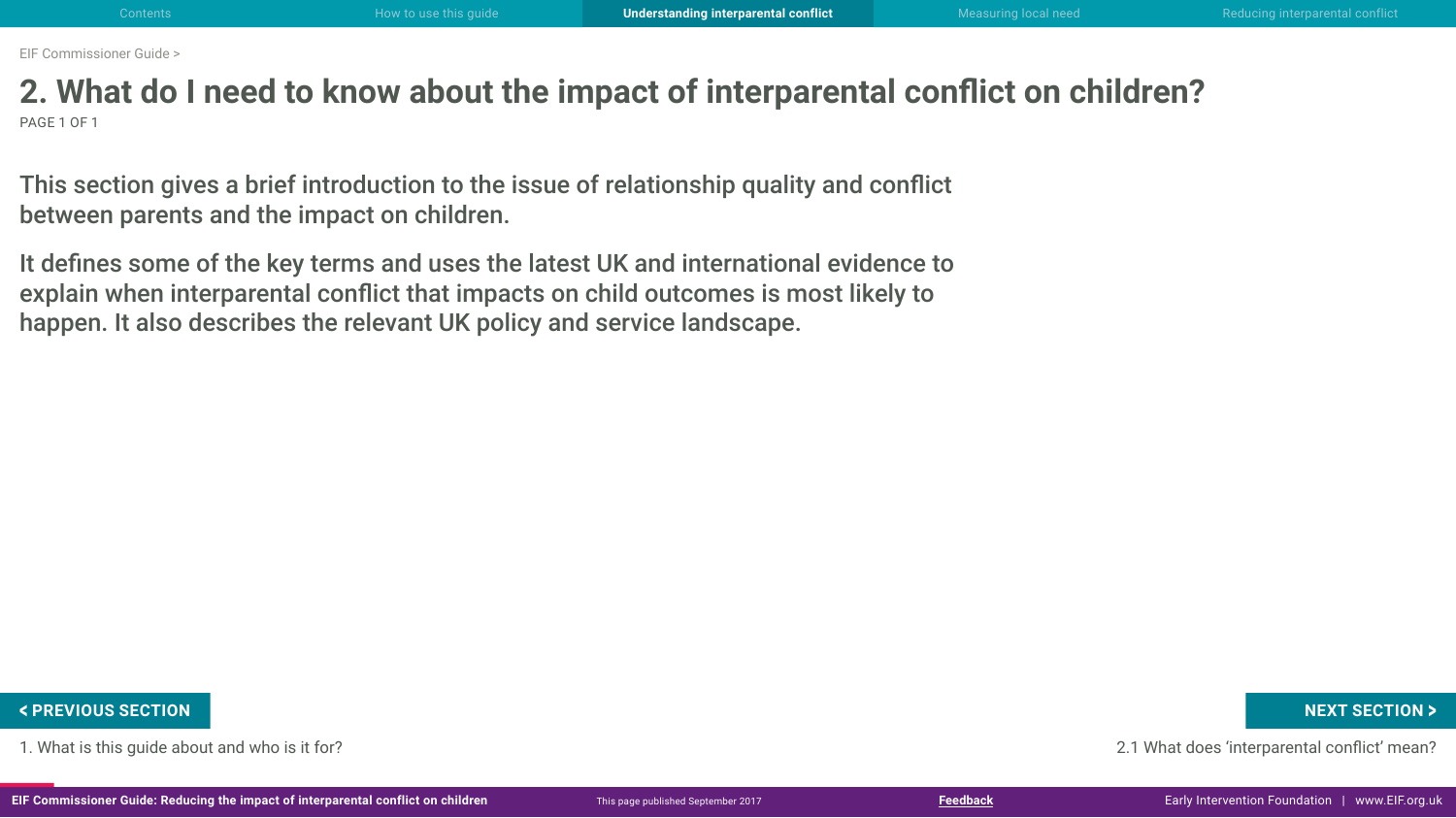# 2. What do I need to know about the impact of interparental conflict on children?

This section gives a brief introduction to the issue of relationship quality and conflict between parents and the impact on children.

It defines some of the key terms and uses the latest UK and international evidence to explain when interparental conflict that impacts on child outcomes is most likely to happen. It also describes the relevant UK policy and service landscape.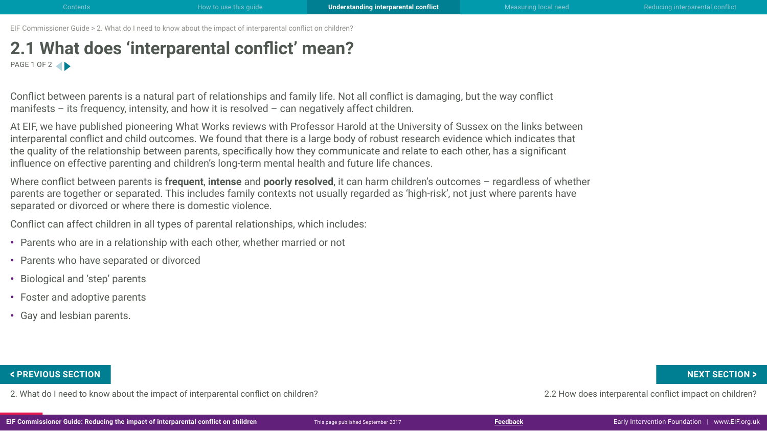# 2.1 What does 'interparental conflict' mean?

Conflict between parents is a natural part of relationships and family life. Not all conflict is damaging, but the way conflict manifests – its frequency, intensity, and how it is resolved – can negatively affect children.

At EIF, we have published pioneering What Works reviews with Professor Harold at the University of Sussex on the links between interparental conflict and child outcomes. We found that there is a large body of robust research evidence which indicates that the quality of the relationship between parents, specifically how they communicate and relate to each other, has a significant influence on effective parenting and children's long-term mental health and future life chances.

Where conflict between parents is **frequent**, **intense** and **poorly resolved**, it can harm children's outcomes – regardless of whether parents are together or separated. This includes family contexts not usually regarded as 'high-risk', not just where parents have separated or divorced or where there is domestic violence.

Conflict can affect children in all types of parental relationships, which includes:

- Parents who are in a relationship with each other, whether married or not
- Parents who have separated or divorced
- Biological and 'step' parents
- Foster and adoptive parents
- Gay and lesbian parents.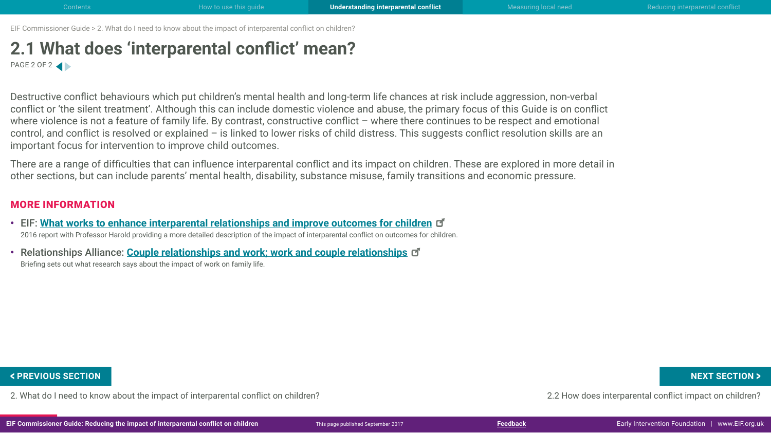# 2.1 What does 'interparental conflict' mean?

Destructive conflict behaviours which put children's mental health and long-term life chances at risk include aggression, non-verbal conflict or 'the silent treatment'. Although this can include domestic violence and abuse, the primary focus of this Guide is on conflict where violence is not a feature of family life. By contrast, constructive conflict – where there continues to be respect and emotional control, and conflict is resolved or explained – is linked to lower risks of child distress. This suggests conflict resolution skills are an important focus for intervention to improve child outcomes.

There are a range of difficulties that can influence interparental conflict and its impact on children. These are explored in more detail in other sections, but can include parents' mental health, disability, substance misuse, family transitions and economic pressure.

## MORE INFORMATION

- EIF: **What works to enhance interparental relationships and improve outcomes for children**
  2016 report with Professor Harold providing a more detailed description of the impact of interparental conflict on outcomes for children.
- Relationships Alliance: **Couple relationships and work; work and couple relationships**
  Briefing sets out what research says about the impact of work on family life.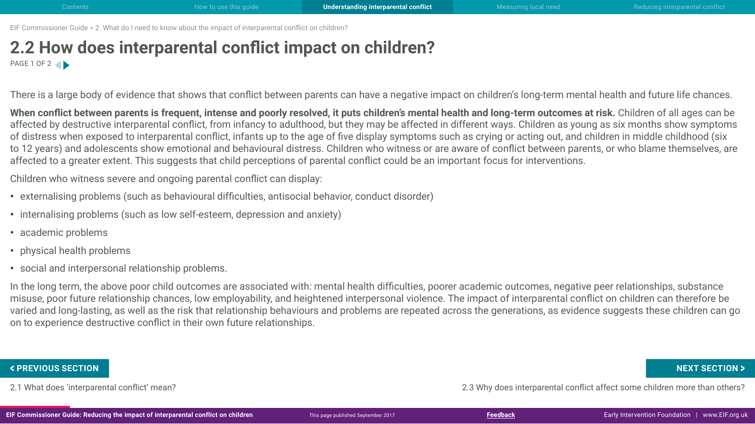# 2.2 How does interparental conflict impact on children?

There is a large body of evidence that shows that conflict between parents can have a negative impact on children's long-term mental health and future life chances.

**When conflict between parents is frequent, intense and poorly resolved, it puts children's mental health and long-term outcomes at risk.** Children of all ages can be affected by destructive interparental conflict, from infancy to adulthood, but they may be affected in different ways. Children as young as six months show symptoms of distress when exposed to interparental conflict, infants up to the age of five display symptoms such as crying or acting out, and children in middle childhood (six to 12 years) and adolescents show emotional and behavioural distress. Children who witness or are aware of conflict between parents, or who blame themselves, are affected to a greater extent. This suggests that child perceptions of parental conflict could be an important focus for interventions.

Children who witness severe and ongoing parental conflict can display:

- externalising problems (such as behavioural difficulties, antisocial behavior, conduct disorder)
- internalising problems (such as low self-esteem, depression and anxiety)
- academic problems
- physical health problems
- social and interpersonal relationship problems.

In the long term, the above poor child outcomes are associated with: mental health difficulties, poorer academic outcomes, negative peer relationships, substance misuse, poor future relationship chances, low employability, and heightened interpersonal violence. The impact of interparental conflict on children can therefore be varied and long-lasting, as well as the risk that relationship behaviours and problems are repeated across the generations, as evidence suggests these children can go on to experience destructive conflict in their own future relationships.

**< PREVIOUS SECTION**

2.1 What does 'interparental conflict' mean?

**NEXT SECTION >**

2.3 Why does interparental conflict affect some children more than others?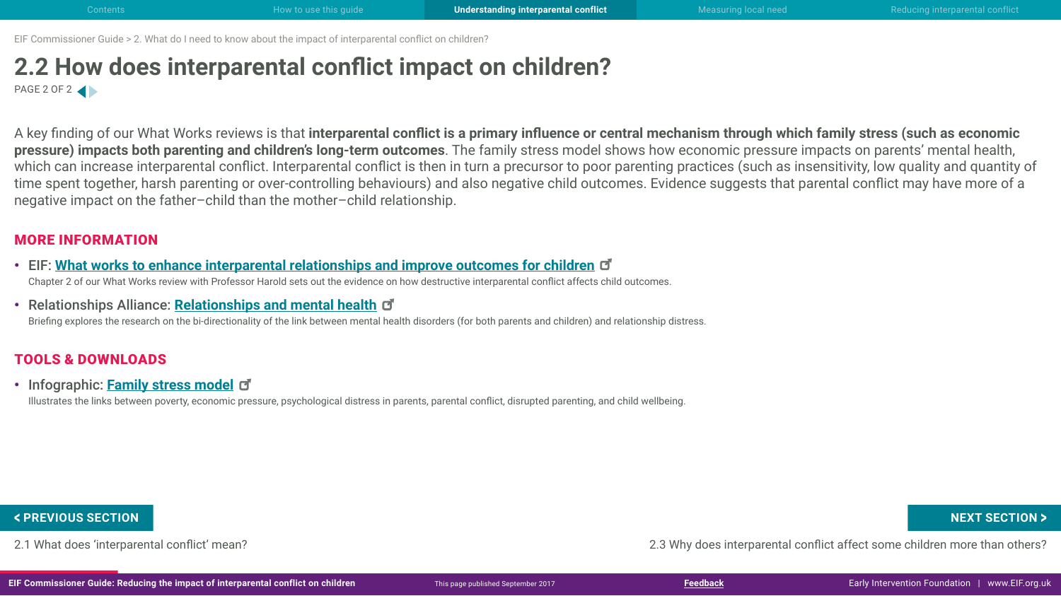## 2.2 How does interparental conflict impact on children?

PAGE 2 OF 2

A key finding of our What Works reviews is that **interparental conflict is a primary influence or central mechanism through which family stress (such as economic pressure) impacts both parenting and children's long-term outcomes**. The family stress model shows how economic pressure impacts on parents' mental health, which can increase interparental conflict. Interparental conflict is then in turn a precursor to poor parenting practices (such as insensitivity, low quality and quantity of time spent together, harsh parenting or over-controlling behaviours) and also negative child outcomes. Evidence suggests that parental conflict may have more of a negative impact on the father–child than the mother–child relationship.

### MORE INFORMATION

- EIF: **What works to enhance interparental relationships and improve outcomes for children**
  Chapter 2 of our What Works review with Professor Harold sets out the evidence on how destructive interparental conflict affects child outcomes.
- Relationships Alliance: **Relationships and mental health**
  Briefing explores the research on the bi-directionality of the link between mental health disorders (for both parents and children) and relationship distress.

### TOOLS & DOWNLOADS

- Infographic: **Family stress model**
  Illustrates the links between poverty, economic pressure, psychological distress in parents, parental conflict, disrupted parenting, and child wellbeing.

**< PREVIOUS SECTION**
2.1 What does 'interparental conflict' mean?

**NEXT SECTION >**
2.3 Why does interparental conflict affect some children more than others?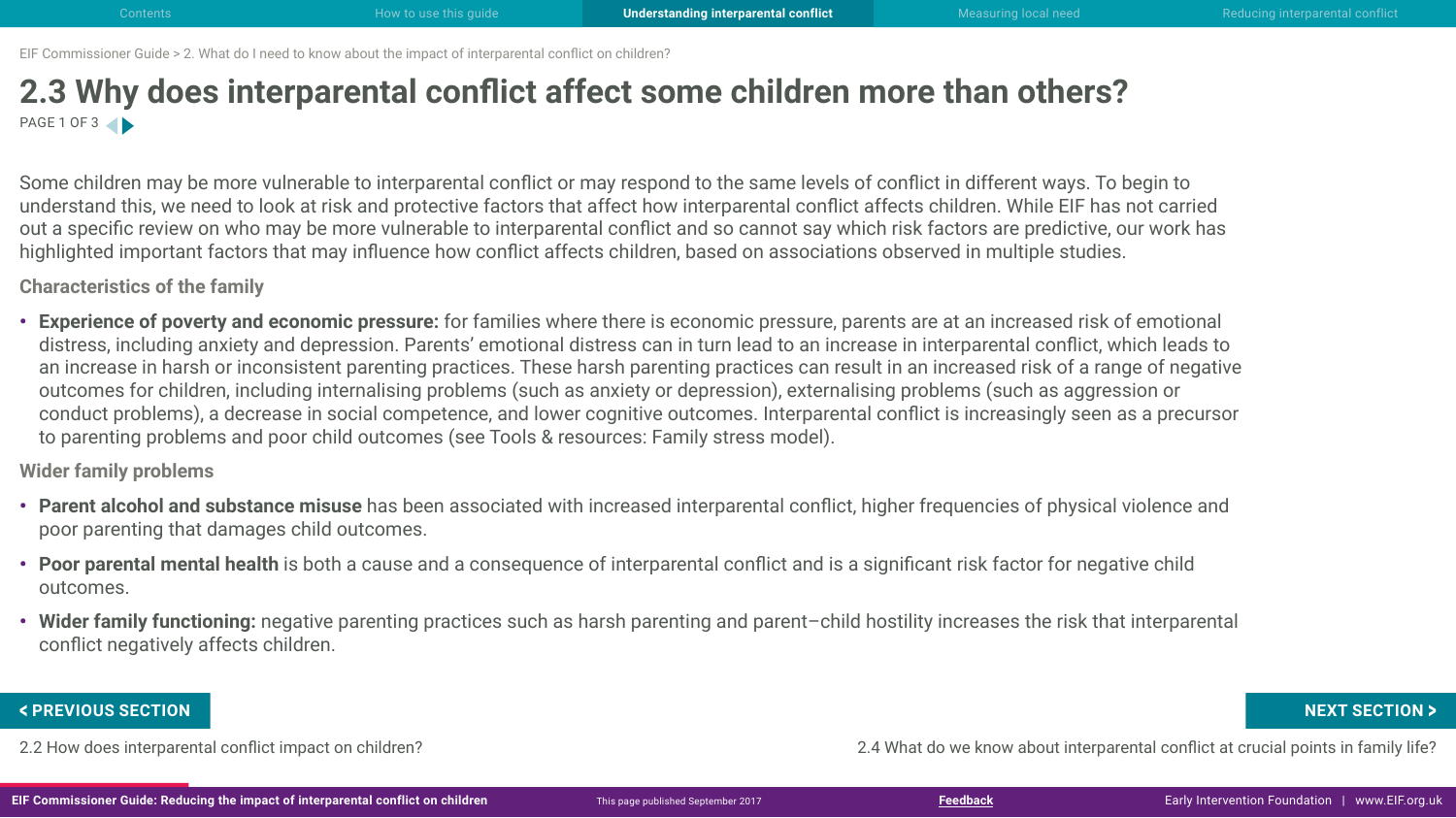EIF Commissioner Guide > 2. What do I need to know about the impact of interparental conflict on children?

# 2.3 Why does interparental conflict affect some children more than others?

PAGE 1 OF 3

Some children may be more vulnerable to interparental conflict or may respond to the same levels of conflict in different ways. To begin to understand this, we need to look at risk and protective factors that affect how interparental conflict affects children. While EIF has not carried out a specific review on who may be more vulnerable to interparental conflict and so cannot say which risk factors are predictive, our work has highlighted important factors that may influence how conflict affects children, based on associations observed in multiple studies.

### Characteristics of the family

- **Experience of poverty and economic pressure:** for families where there is economic pressure, parents are at an increased risk of emotional distress, including anxiety and depression. Parents' emotional distress can in turn lead to an increase in interparental conflict, which leads to an increase in harsh or inconsistent parenting practices. These harsh parenting practices can result in an increased risk of a range of negative outcomes for children, including internalising problems (such as anxiety or depression), externalising problems (such as aggression or conduct problems), a decrease in social competence, and lower cognitive outcomes. Interparental conflict is increasingly seen as a precursor to parenting problems and poor child outcomes (see Tools & resources: Family stress model).

### Wider family problems

- **Parent alcohol and substance misuse** has been associated with increased interparental conflict, higher frequencies of physical violence and poor parenting that damages child outcomes.
- **Poor parental mental health** is both a cause and a consequence of interparental conflict and is a significant risk factor for negative child outcomes.
- **Wider family functioning:** negative parenting practices such as harsh parenting and parent–child hostility increases the risk that interparental conflict negatively affects children.

**< PREVIOUS SECTION**
2.2 How does interparental conflict impact on children?

**NEXT SECTION >**
2.4 What do we know about interparental conflict at crucial points in family life?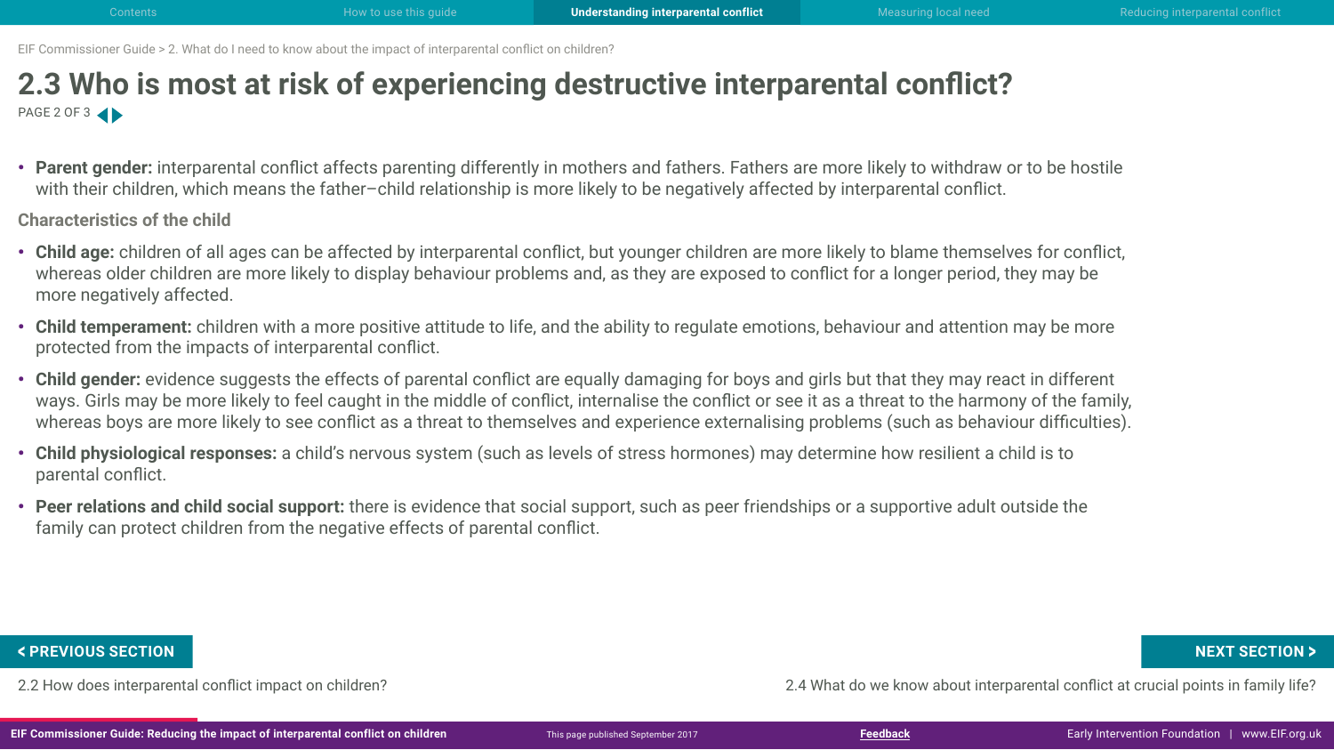# 2.3 Who is most at risk of experiencing destructive interparental conflict?

- **Parent gender:** interparental conflict affects parenting differently in mothers and fathers. Fathers are more likely to withdraw or to be hostile with their children, which means the father–child relationship is more likely to be negatively affected by interparental conflict.

### Characteristics of the child

- **Child age:** children of all ages can be affected by interparental conflict, but younger children are more likely to blame themselves for conflict, whereas older children are more likely to display behaviour problems and, as they are exposed to conflict for a longer period, they may be more negatively affected.
- **Child temperament:** children with a more positive attitude to life, and the ability to regulate emotions, behaviour and attention may be more protected from the impacts of interparental conflict.
- **Child gender:** evidence suggests the effects of parental conflict are equally damaging for boys and girls but that they may react in different ways. Girls may be more likely to feel caught in the middle of conflict, internalise the conflict or see it as a threat to the harmony of the family, whereas boys are more likely to see conflict as a threat to themselves and experience externalising problems (such as behaviour difficulties).
- **Child physiological responses:** a child's nervous system (such as levels of stress hormones) may determine how resilient a child is to parental conflict.
- **Peer relations and child social support:** there is evidence that social support, such as peer friendships or a supportive adult outside the family can protect children from the negative effects of parental conflict.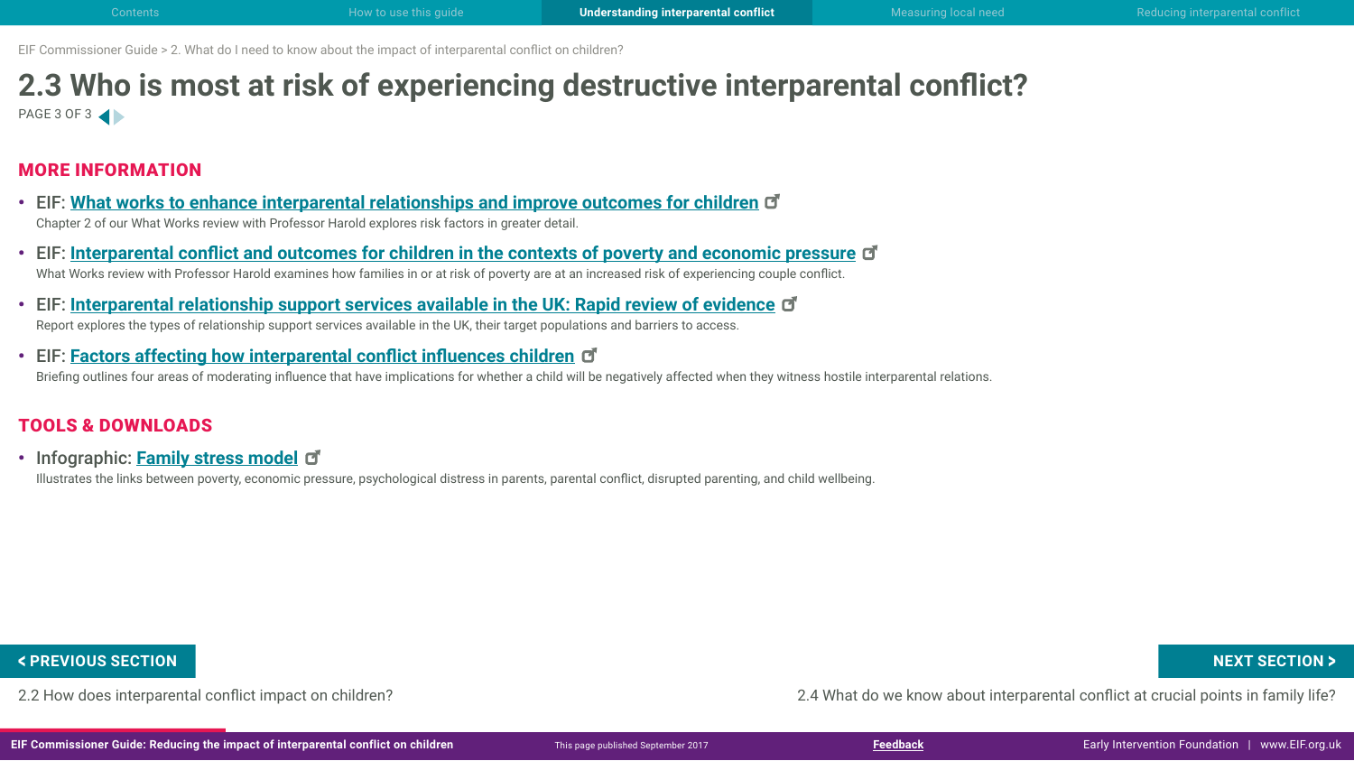EIF Commissioner Guide > 2. What do I need to know about the impact of interparental conflict on children?

# 2.3 Who is most at risk of experiencing destructive interparental conflict?

PAGE 3 OF 3

## MORE INFORMATION

- EIF: **What works to enhance interparental relationships and improve outcomes for children**
  Chapter 2 of our What Works review with Professor Harold explores risk factors in greater detail.
- EIF: **Interparental conflict and outcomes for children in the contexts of poverty and economic pressure**
  What Works review with Professor Harold examines how families in or at risk of poverty are at an increased risk of experiencing couple conflict.
- EIF: **Interparental relationship support services available in the UK: Rapid review of evidence**
  Report explores the types of relationship support services available in the UK, their target populations and barriers to access.
- EIF: **Factors affecting how interparental conflict influences children**
  Briefing outlines four areas of moderating influence that have implications for whether a child will be negatively affected when they witness hostile interparental relations.

## TOOLS & DOWNLOADS

- Infographic: **Family stress model**
  Illustrates the links between poverty, economic pressure, psychological distress in parents, parental conflict, disrupted parenting, and child wellbeing.

**< PREVIOUS SECTION**
2.2 How does interparental conflict impact on children?

**NEXT SECTION >**
2.4 What do we know about interparental conflict at crucial points in family life?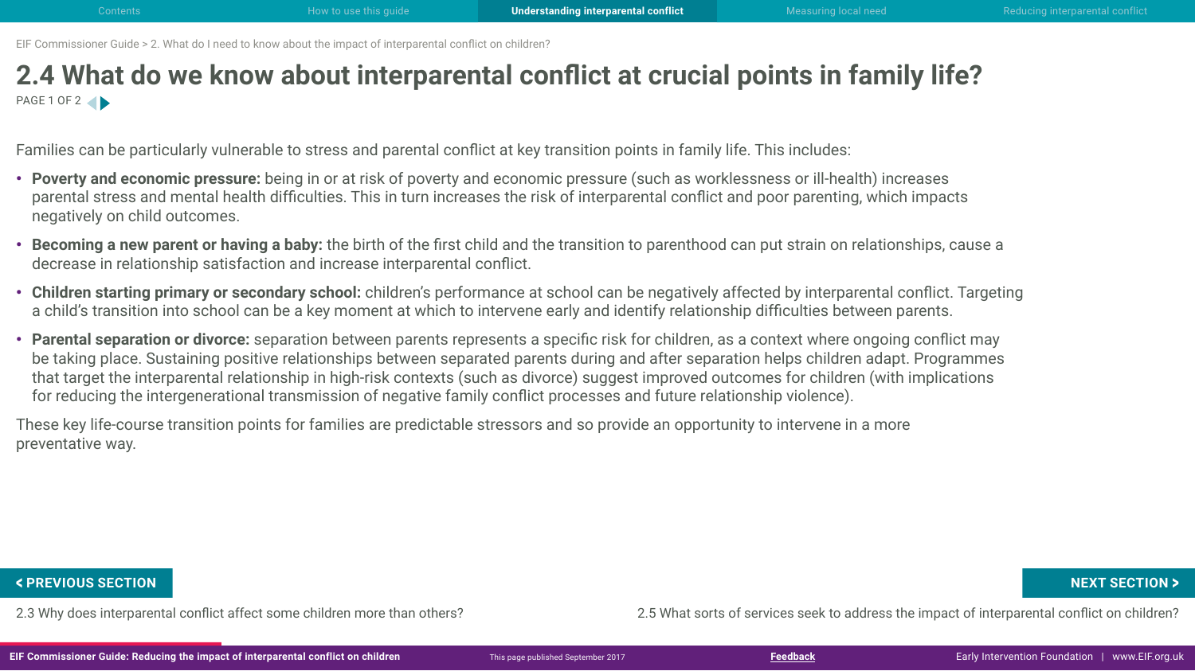# 2.4 What do we know about interparental conflict at crucial points in family life?

Families can be particularly vulnerable to stress and parental conflict at key transition points in family life. This includes:

- **Poverty and economic pressure:** being in or at risk of poverty and economic pressure (such as worklessness or ill-health) increases parental stress and mental health difficulties. This in turn increases the risk of interparental conflict and poor parenting, which impacts negatively on child outcomes.
- **Becoming a new parent or having a baby:** the birth of the first child and the transition to parenthood can put strain on relationships, cause a decrease in relationship satisfaction and increase interparental conflict.
- **Children starting primary or secondary school:** children's performance at school can be negatively affected by interparental conflict. Targeting a child's transition into school can be a key moment at which to intervene early and identify relationship difficulties between parents.
- **Parental separation or divorce:** separation between parents represents a specific risk for children, as a context where ongoing conflict may be taking place. Sustaining positive relationships between separated parents during and after separation helps children adapt. Programmes that target the interparental relationship in high-risk contexts (such as divorce) suggest improved outcomes for children (with implications for reducing the intergenerational transmission of negative family conflict processes and future relationship violence).

These key life-course transition points for families are predictable stressors and so provide an opportunity to intervene in a more preventative way.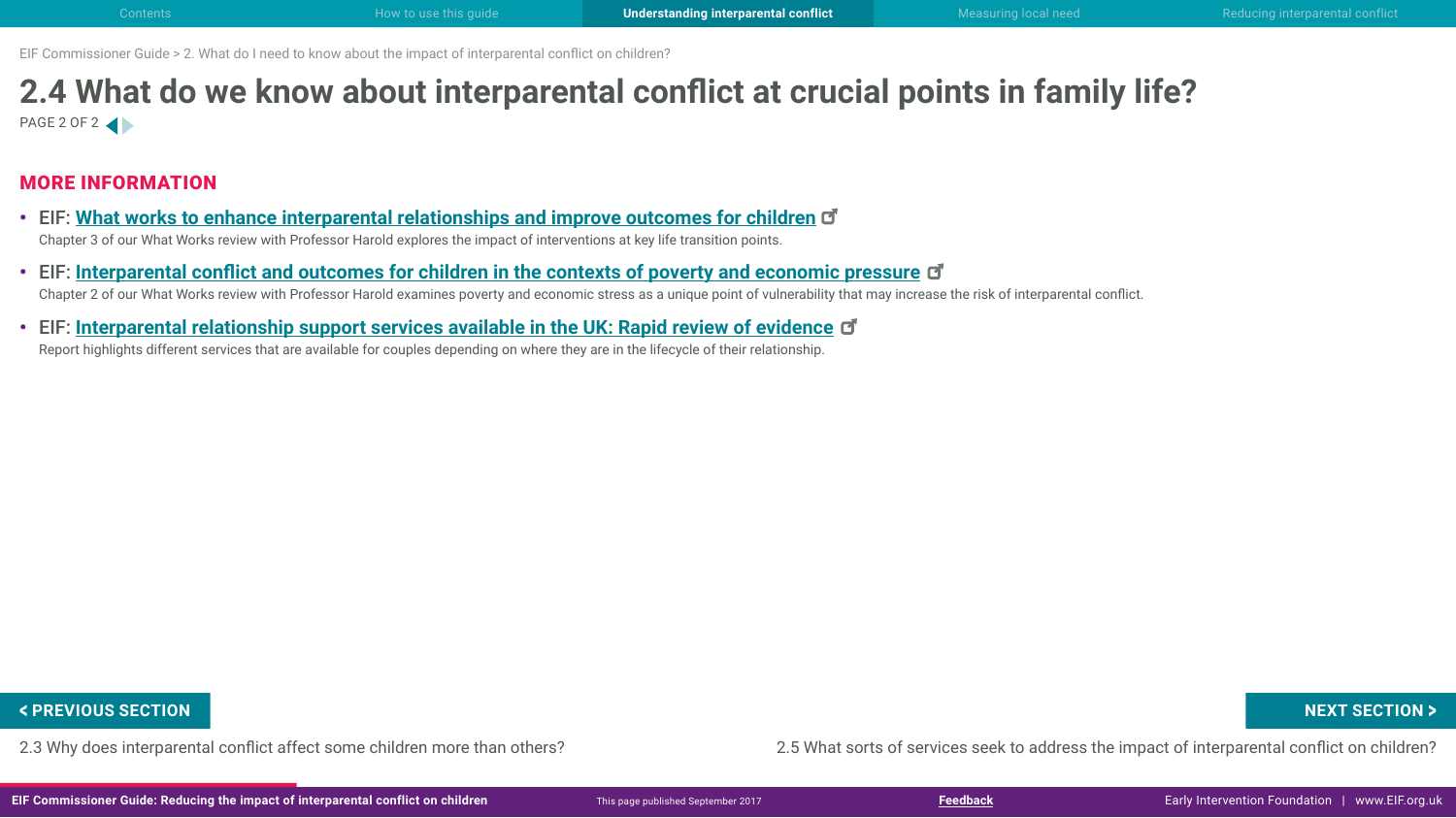# 2.4 What do we know about interparental conflict at crucial points in family life?

## MORE INFORMATION

- EIF: **What works to enhance interparental relationships and improve outcomes for children**
  Chapter 3 of our What Works review with Professor Harold explores the impact of interventions at key life transition points.
- EIF: **Interparental conflict and outcomes for children in the contexts of poverty and economic pressure**
  Chapter 2 of our What Works review with Professor Harold examines poverty and economic stress as a unique point of vulnerability that may increase the risk of interparental conflict.
- EIF: **Interparental relationship support services available in the UK: Rapid review of evidence**
  Report highlights different services that are available for couples depending on where they are in the lifecycle of their relationship.

**< PREVIOUS SECTION**
2.3 Why does interparental conflict affect some children more than others?

**NEXT SECTION >**
2.5 What sorts of services seek to address the impact of interparental conflict on children?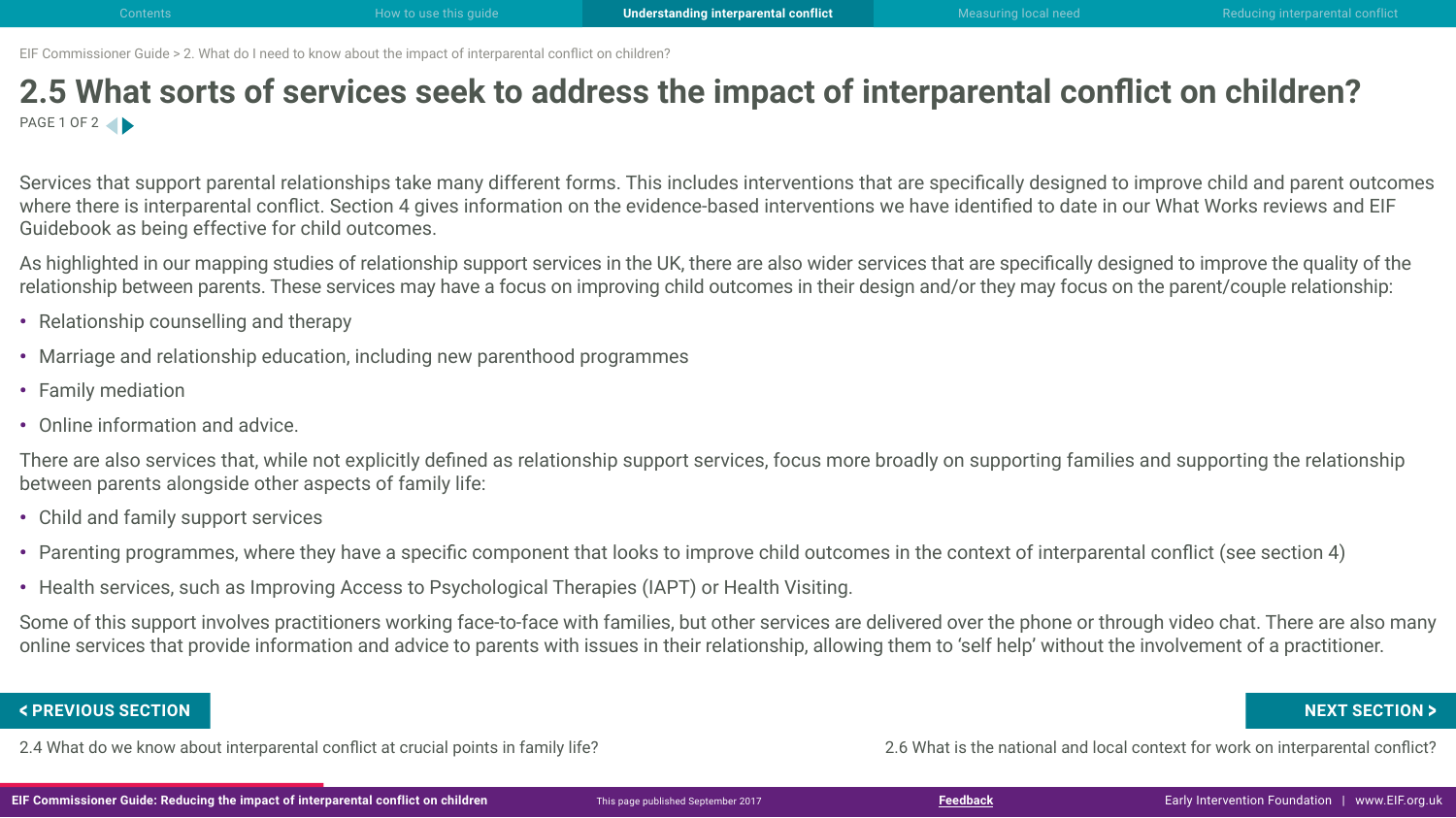# 2.5 What sorts of services seek to address the impact of interparental conflict on children?

Services that support parental relationships take many different forms. This includes interventions that are specifically designed to improve child and parent outcomes where there is interparental conflict. Section 4 gives information on the evidence-based interventions we have identified to date in our What Works reviews and EIF Guidebook as being effective for child outcomes.

As highlighted in our mapping studies of relationship support services in the UK, there are also wider services that are specifically designed to improve the quality of the relationship between parents. These services may have a focus on improving child outcomes in their design and/or they may focus on the parent/couple relationship:

- Relationship counselling and therapy
- Marriage and relationship education, including new parenthood programmes
- Family mediation
- Online information and advice.

There are also services that, while not explicitly defined as relationship support services, focus more broadly on supporting families and supporting the relationship between parents alongside other aspects of family life:

- Child and family support services
- Parenting programmes, where they have a specific component that looks to improve child outcomes in the context of interparental conflict (see section 4)
- Health services, such as Improving Access to Psychological Therapies (IAPT) or Health Visiting.

Some of this support involves practitioners working face-to-face with families, but other services are delivered over the phone or through video chat. There are also many online services that provide information and advice to parents with issues in their relationship, allowing them to 'self help' without the involvement of a practitioner.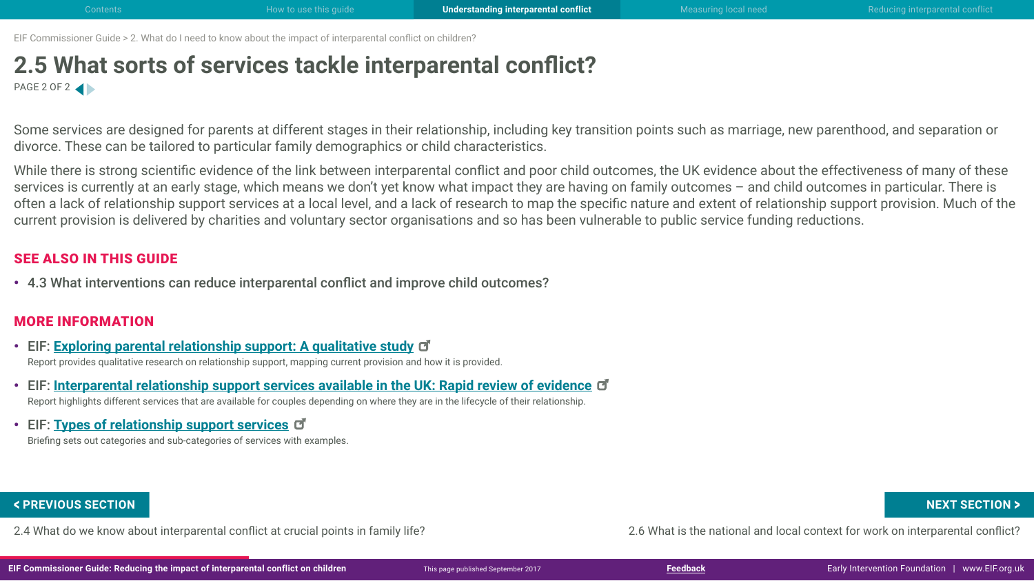# 2.5 What sorts of services tackle interparental conflict?

Some services are designed for parents at different stages in their relationship, including key transition points such as marriage, new parenthood, and separation or divorce. These can be tailored to particular family demographics or child characteristics.

While there is strong scientific evidence of the link between interparental conflict and poor child outcomes, the UK evidence about the effectiveness of many of these services is currently at an early stage, which means we don't yet know what impact they are having on family outcomes – and child outcomes in particular. There is often a lack of relationship support services at a local level, and a lack of research to map the specific nature and extent of relationship support provision. Much of the current provision is delivered by charities and voluntary sector organisations and so has been vulnerable to public service funding reductions.

## SEE ALSO IN THIS GUIDE

- 4.3 What interventions can reduce interparental conflict and improve child outcomes?

## MORE INFORMATION

- EIF: **Exploring parental relationship support: A qualitative study**
  Report provides qualitative research on relationship support, mapping current provision and how it is provided.
- EIF: **Interparental relationship support services available in the UK: Rapid review of evidence**
  Report highlights different services that are available for couples depending on where they are in the lifecycle of their relationship.
- EIF: **Types of relationship support services**
  Briefing sets out categories and sub-categories of services with examples.

**< PREVIOUS SECTION**
2.4 What do we know about interparental conflict at crucial points in family life?

**NEXT SECTION >**
2.6 What is the national and local context for work on interparental conflict?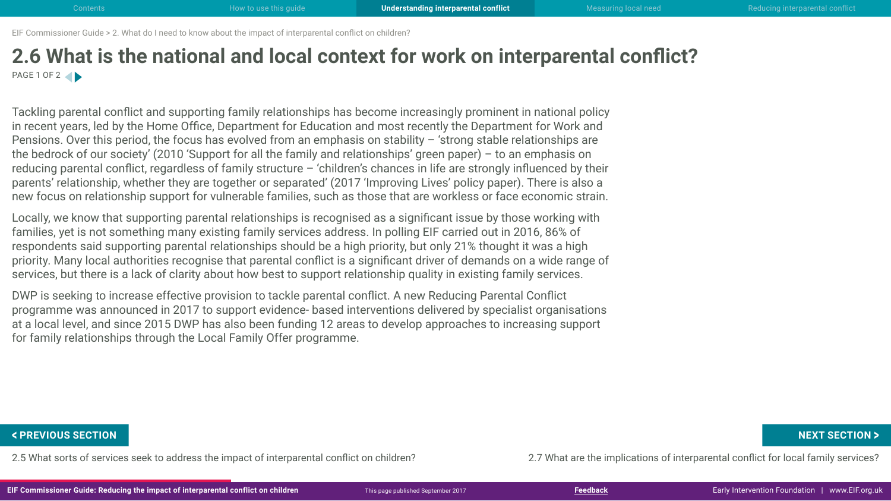EIF Commissioner Guide > 2. What do I need to know about the impact of interparental conflict on children?

# 2.6 What is the national and local context for work on interparental conflict?

Tackling parental conflict and supporting family relationships has become increasingly prominent in national policy in recent years, led by the Home Office, Department for Education and most recently the Department for Work and Pensions. Over this period, the focus has evolved from an emphasis on stability – 'strong stable relationships are the bedrock of our society' (2010 'Support for all the family and relationships' green paper) – to an emphasis on reducing parental conflict, regardless of family structure – 'children's chances in life are strongly influenced by their parents' relationship, whether they are together or separated' (2017 'Improving Lives' policy paper). There is also a new focus on relationship support for vulnerable families, such as those that are workless or face economic strain.

Locally, we know that supporting parental relationships is recognised as a significant issue by those working with families, yet is not something many existing family services address. In polling EIF carried out in 2016, 86% of respondents said supporting parental relationships should be a high priority, but only 21% thought it was a high priority. Many local authorities recognise that parental conflict is a significant driver of demands on a wide range of services, but there is a lack of clarity about how best to support relationship quality in existing family services.

DWP is seeking to increase effective provision to tackle parental conflict. A new Reducing Parental Conflict programme was announced in 2017 to support evidence- based interventions delivered by specialist organisations at a local level, and since 2015 DWP has also been funding 12 areas to develop approaches to increasing support for family relationships through the Local Family Offer programme.

**< PREVIOUS SECTION**
2.5 What sorts of services seek to address the impact of interparental conflict on children?

**NEXT SECTION >**
2.7 What are the implications of interparental conflict for local family services?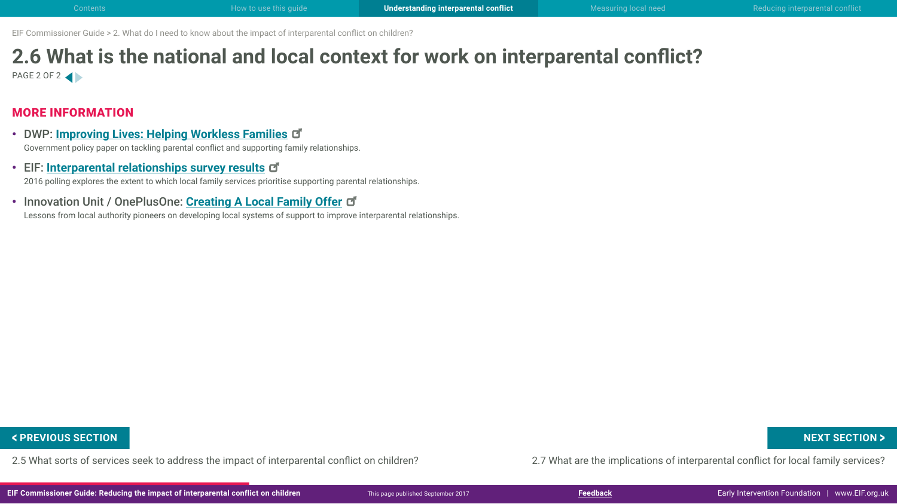EIF Commissioner Guide > 2. What do I need to know about the impact of interparental conflict on children?

# 2.6 What is the national and local context for work on interparental conflict?

## MORE INFORMATION

- DWP: **Improving Lives: Helping Workless Families**
  Government policy paper on tackling parental conflict and supporting family relationships.
- EIF: **Interparental relationships survey results**
  2016 polling explores the extent to which local family services prioritise supporting parental relationships.
- Innovation Unit / OnePlusOne: **Creating A Local Family Offer**
  Lessons from local authority pioneers on developing local systems of support to improve interparental relationships.

**< PREVIOUS SECTION**
2.5 What sorts of services seek to address the impact of interparental conflict on children?

**NEXT SECTION >**
2.7 What are the implications of interparental conflict for local family services?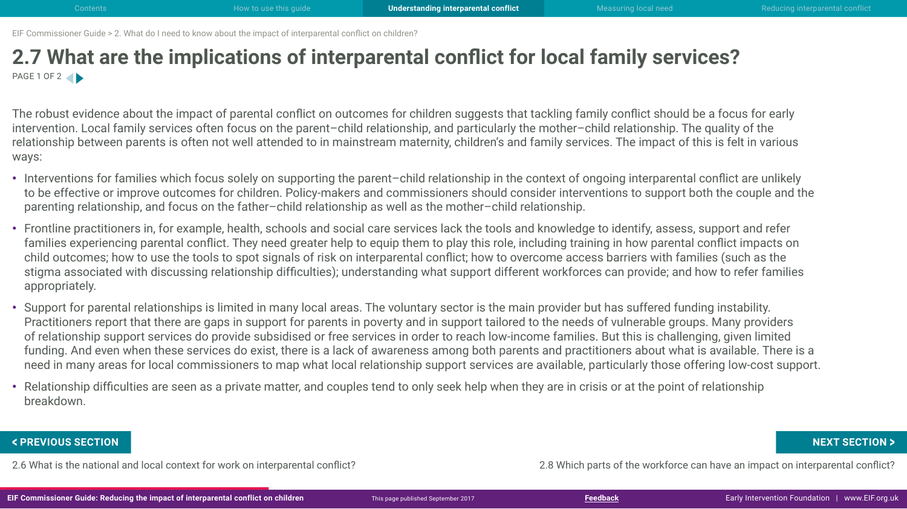# 2.7 What are the implications of interparental conflict for local family services?

The robust evidence about the impact of parental conflict on outcomes for children suggests that tackling family conflict should be a focus for early intervention. Local family services often focus on the parent–child relationship, and particularly the mother–child relationship. The quality of the relationship between parents is often not well attended to in mainstream maternity, children's and family services. The impact of this is felt in various ways:

- Interventions for families which focus solely on supporting the parent–child relationship in the context of ongoing interparental conflict are unlikely to be effective or improve outcomes for children. Policy-makers and commissioners should consider interventions to support both the couple and the parenting relationship, and focus on the father–child relationship as well as the mother–child relationship.
- Frontline practitioners in, for example, health, schools and social care services lack the tools and knowledge to identify, assess, support and refer families experiencing parental conflict. They need greater help to equip them to play this role, including training in how parental conflict impacts on child outcomes; how to use the tools to spot signals of risk on interparental conflict; how to overcome access barriers with families (such as the stigma associated with discussing relationship difficulties); understanding what support different workforces can provide; and how to refer families appropriately.
- Support for parental relationships is limited in many local areas. The voluntary sector is the main provider but has suffered funding instability. Practitioners report that there are gaps in support for parents in poverty and in support tailored to the needs of vulnerable groups. Many providers of relationship support services do provide subsidised or free services in order to reach low-income families. But this is challenging, given limited funding. And even when these services do exist, there is a lack of awareness among both parents and practitioners about what is available. There is a need in many areas for local commissioners to map what local relationship support services are available, particularly those offering low-cost support.
- Relationship difficulties are seen as a private matter, and couples tend to only seek help when they are in crisis or at the point of relationship breakdown.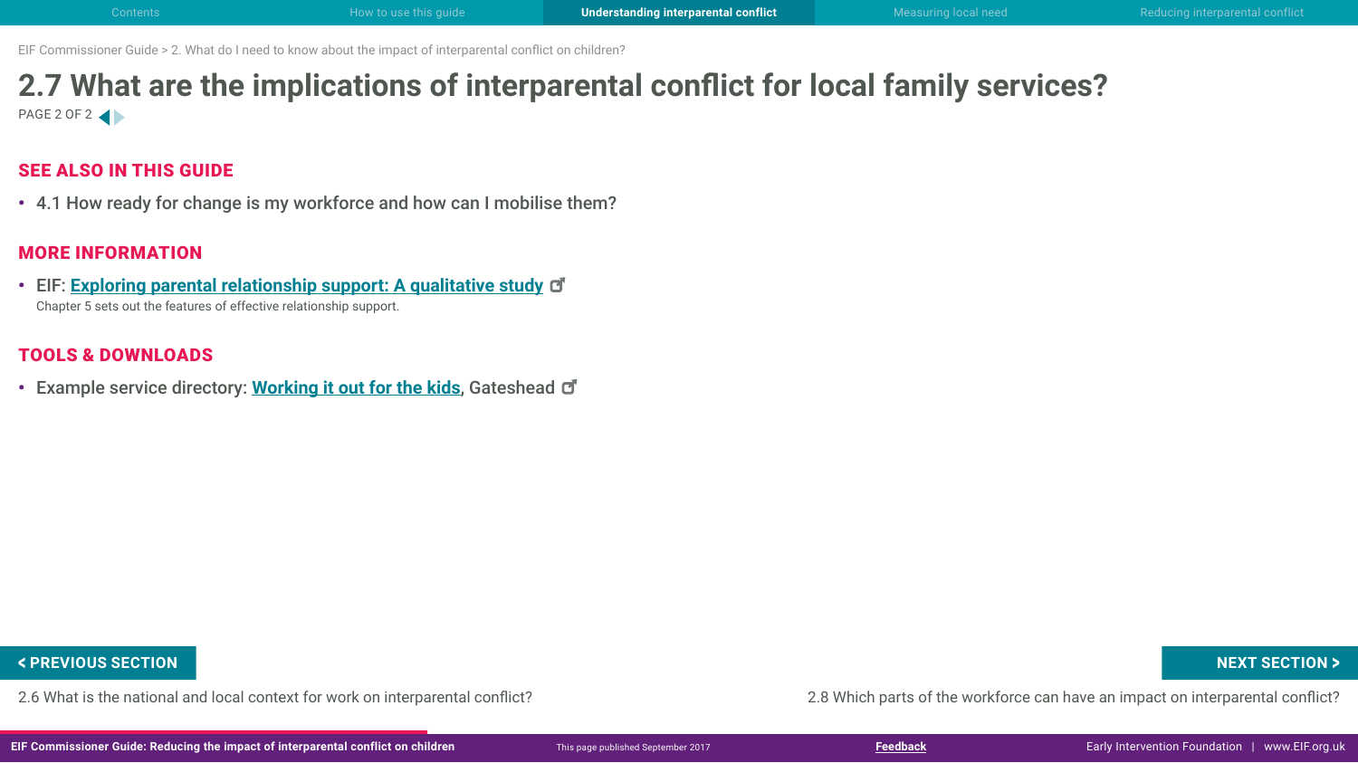# 2.7 What are the implications of interparental conflict for local family services?

PAGE 2 OF 2

## SEE ALSO IN THIS GUIDE

- 4.1 How ready for change is my workforce and how can I mobilise them?

## MORE INFORMATION

- EIF: **Exploring parental relationship support: A qualitative study**
  Chapter 5 sets out the features of effective relationship support.

## TOOLS & DOWNLOADS

- Example service directory: **Working it out for the kids**, Gateshead

**< PREVIOUS SECTION**

2.6 What is the national and local context for work on interparental conflict?

**NEXT SECTION >**

2.8 Which parts of the workforce can have an impact on interparental conflict?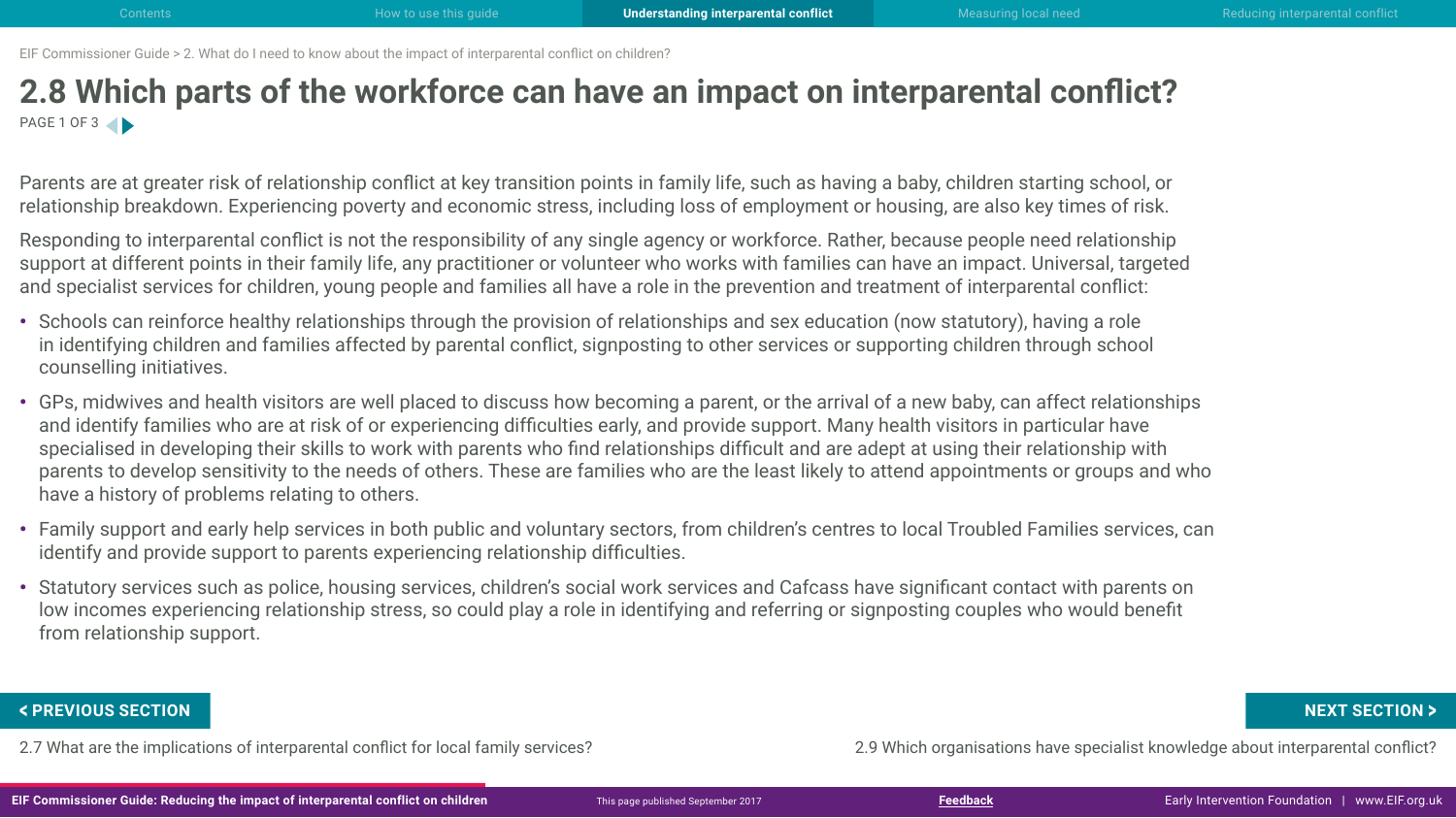# 2.8 Which parts of the workforce can have an impact on interparental conflict?

Parents are at greater risk of relationship conflict at key transition points in family life, such as having a baby, children starting school, or relationship breakdown. Experiencing poverty and economic stress, including loss of employment or housing, are also key times of risk.

Responding to interparental conflict is not the responsibility of any single agency or workforce. Rather, because people need relationship support at different points in their family life, any practitioner or volunteer who works with families can have an impact. Universal, targeted and specialist services for children, young people and families all have a role in the prevention and treatment of interparental conflict:

- Schools can reinforce healthy relationships through the provision of relationships and sex education (now statutory), having a role in identifying children and families affected by parental conflict, signposting to other services or supporting children through school counselling initiatives.
- GPs, midwives and health visitors are well placed to discuss how becoming a parent, or the arrival of a new baby, can affect relationships and identify families who are at risk of or experiencing difficulties early, and provide support. Many health visitors in particular have specialised in developing their skills to work with parents who find relationships difficult and are adept at using their relationship with parents to develop sensitivity to the needs of others. These are families who are the least likely to attend appointments or groups and who have a history of problems relating to others.
- Family support and early help services in both public and voluntary sectors, from children's centres to local Troubled Families services, can identify and provide support to parents experiencing relationship difficulties.
- Statutory services such as police, housing services, children's social work services and Cafcass have significant contact with parents on low incomes experiencing relationship stress, so could play a role in identifying and referring or signposting couples who would benefit from relationship support.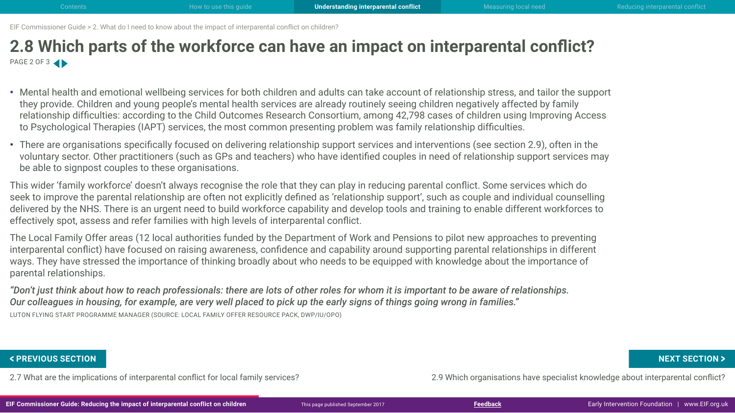EIF Commissioner Guide > 2. What do I need to know about the impact of interparental conflict on children?

# 2.8 Which parts of the workforce can have an impact on interparental conflict?

PAGE 2 OF 3

- Mental health and emotional wellbeing services for both children and adults can take account of relationship stress, and tailor the support they provide. Children and young people's mental health services are already routinely seeing children negatively affected by family relationship difficulties: according to the Child Outcomes Research Consortium, among 42,798 cases of children using Improving Access to Psychological Therapies (IAPT) services, the most common presenting problem was family relationship difficulties.
- There are organisations specifically focused on delivering relationship support services and interventions (see section 2.9), often in the voluntary sector. Other practitioners (such as GPs and teachers) who have identified couples in need of relationship support services may be able to signpost couples to these organisations.

This wider 'family workforce' doesn't always recognise the role that they can play in reducing parental conflict. Some services which do seek to improve the parental relationship are often not explicitly defined as 'relationship support', such as couple and individual counselling delivered by the NHS. There is an urgent need to build workforce capability and develop tools and training to enable different workforces to effectively spot, assess and refer families with high levels of interparental conflict.

The Local Family Offer areas (12 local authorities funded by the Department of Work and Pensions to pilot new approaches to preventing interparental conflict) have focused on raising awareness, confidence and capability around supporting parental relationships in different ways. They have stressed the importance of thinking broadly about who needs to be equipped with knowledge about the importance of parental relationships.

***"Don't just think about how to reach professionals: there are lots of other roles for whom it is important to be aware of relationships. Our colleagues in housing, for example, are very well placed to pick up the early signs of things going wrong in families."***

LUTON FLYING START PROGRAMME MANAGER (SOURCE: LOCAL FAMILY OFFER RESOURCE PACK, DWP/IU/OPO)

**< PREVIOUS SECTION**

2.7 What are the implications of interparental conflict for local family services?

**NEXT SECTION >**

2.9 Which organisations have specialist knowledge about interparental conflict?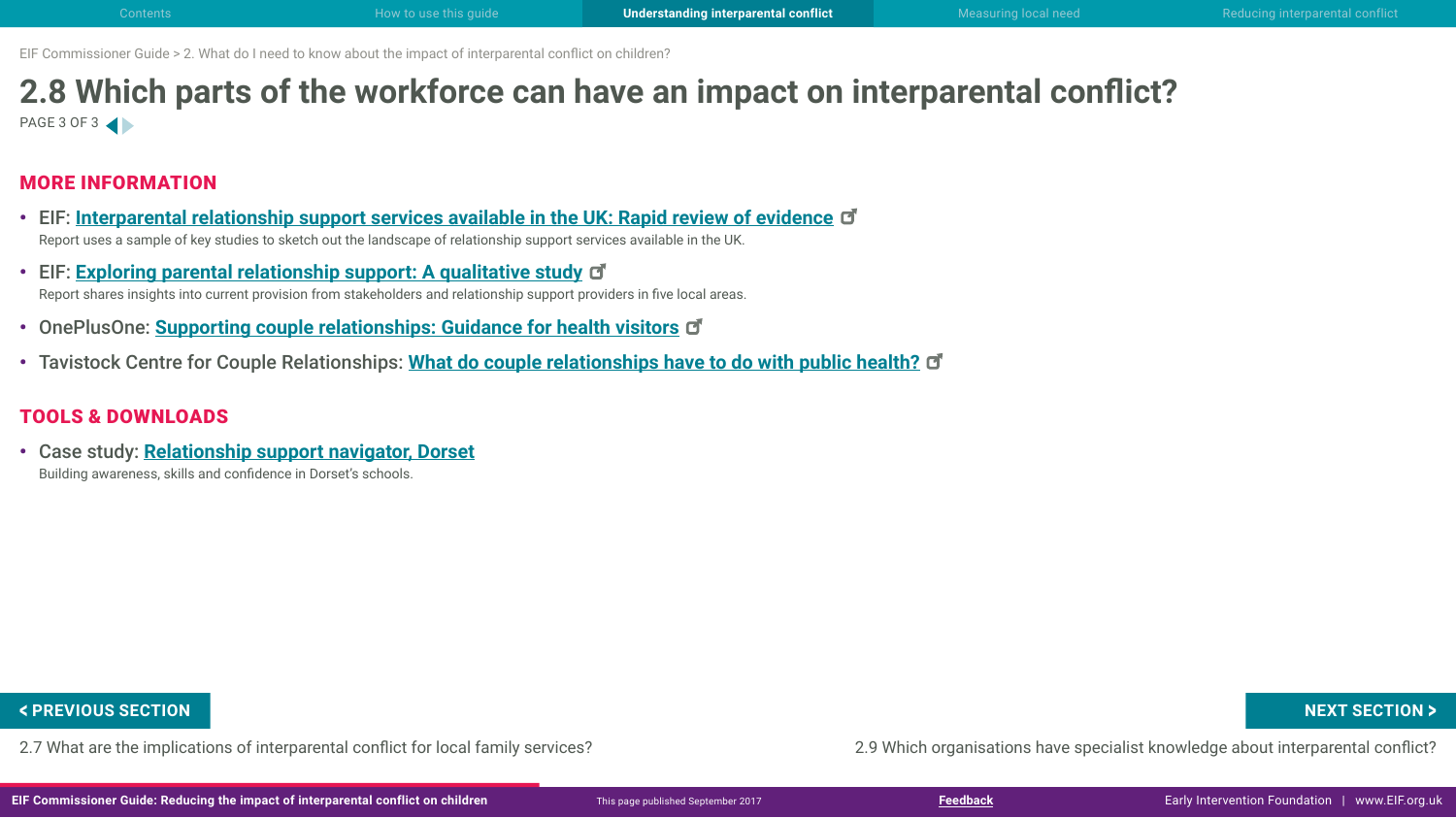EIF Commissioner Guide > 2. What do I need to know about the impact of interparental conflict on children?

# 2.8 Which parts of the workforce can have an impact on interparental conflict?

PAGE 3 OF 3

## MORE INFORMATION

- EIF: **Interparental relationship support services available in the UK: Rapid review of evidence**
  Report uses a sample of key studies to sketch out the landscape of relationship support services available in the UK.
- EIF: **Exploring parental relationship support: A qualitative study**
  Report shares insights into current provision from stakeholders and relationship support providers in five local areas.
- OnePlusOne: **Supporting couple relationships: Guidance for health visitors**
- Tavistock Centre for Couple Relationships: **What do couple relationships have to do with public health?**

## TOOLS & DOWNLOADS

- Case study: **Relationship support navigator, Dorset**
  Building awareness, skills and confidence in Dorset's schools.

< PREVIOUS SECTION

2.7 What are the implications of interparental conflict for local family services?

NEXT SECTION >

2.9 Which organisations have specialist knowledge about interparental conflict?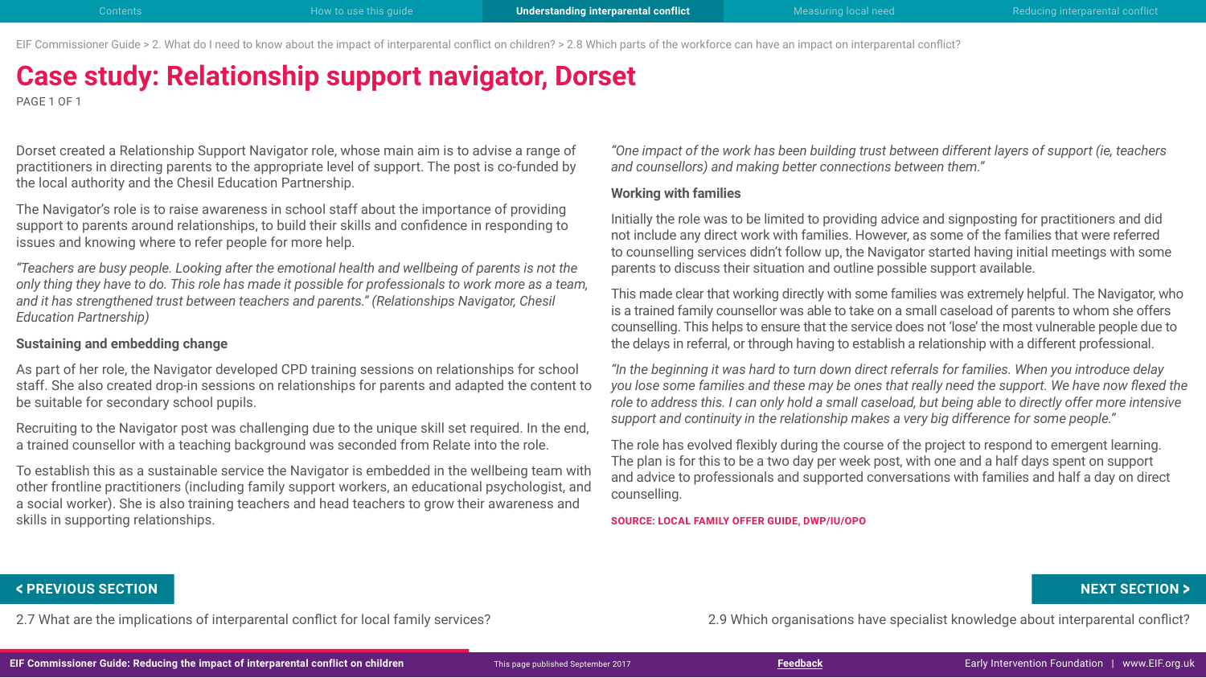# Case study: Relationship support navigator, Dorset

Dorset created a Relationship Support Navigator role, whose main aim is to advise a range of practitioners in directing parents to the appropriate level of support. The post is co-funded by the local authority and the Chesil Education Partnership.

The Navigator's role is to raise awareness in school staff about the importance of providing support to parents around relationships, to build their skills and confidence in responding to issues and knowing where to refer people for more help.

*"Teachers are busy people. Looking after the emotional health and wellbeing of parents is not the only thing they have to do. This role has made it possible for professionals to work more as a team, and it has strengthened trust between teachers and parents." (Relationships Navigator, Chesil Education Partnership)*

**Sustaining and embedding change**

As part of her role, the Navigator developed CPD training sessions on relationships for school staff. She also created drop-in sessions on relationships for parents and adapted the content to be suitable for secondary school pupils.

Recruiting to the Navigator post was challenging due to the unique skill set required. In the end, a trained counsellor with a teaching background was seconded from Relate into the role.

To establish this as a sustainable service the Navigator is embedded in the wellbeing team with other frontline practitioners (including family support workers, an educational psychologist, and a social worker). She is also training teachers and head teachers to grow their awareness and skills in supporting relationships.

*"One impact of the work has been building trust between different layers of support (ie, teachers and counsellors) and making better connections between them."*

**Working with families**

Initially the role was to be limited to providing advice and signposting for practitioners and did not include any direct work with families. However, as some of the families that were referred to counselling services didn't follow up, the Navigator started having initial meetings with some parents to discuss their situation and outline possible support available.

This made clear that working directly with some families was extremely helpful. The Navigator, who is a trained family counsellor was able to take on a small caseload of parents to whom she offers counselling. This helps to ensure that the service does not 'lose' the most vulnerable people due to the delays in referral, or through having to establish a relationship with a different professional.

*"In the beginning it was hard to turn down direct referrals for families. When you introduce delay you lose some families and these may be ones that really need the support. We have now flexed the role to address this. I can only hold a small caseload, but being able to directly offer more intensive support and continuity in the relationship makes a very big difference for some people."*

The role has evolved flexibly during the course of the project to respond to emergent learning. The plan is for this to be a two day per week post, with one and a half days spent on support and advice to professionals and supported conversations with families and half a day on direct counselling.

SOURCE: LOCAL FAMILY OFFER GUIDE, DWP/IU/OPO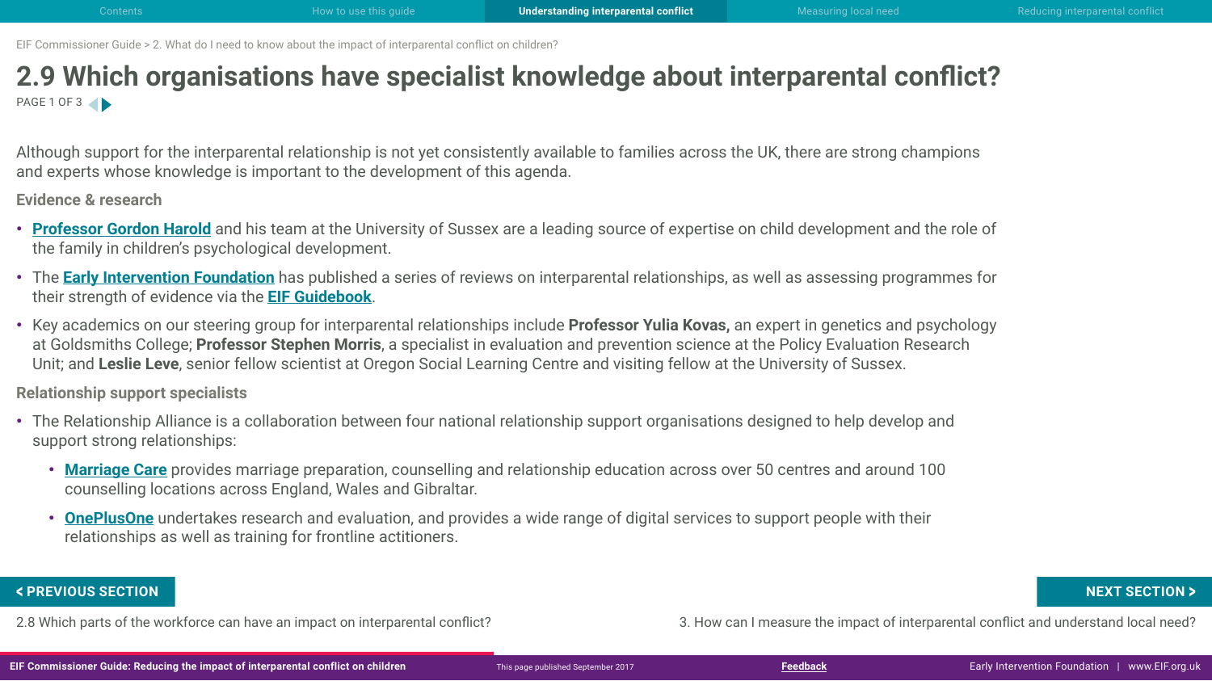# 2.9 Which organisations have specialist knowledge about interparental conflict?

Although support for the interparental relationship is not yet consistently available to families across the UK, there are strong champions and experts whose knowledge is important to the development of this agenda.

### Evidence & research

- **Professor Gordon Harold** and his team at the University of Sussex are a leading source of expertise on child development and the role of the family in children's psychological development.
- The **Early Intervention Foundation** has published a series of reviews on interparental relationships, as well as assessing programmes for their strength of evidence via the **EIF Guidebook**.
- Key academics on our steering group for interparental relationships include **Professor Yulia Kovas,** an expert in genetics and psychology at Goldsmiths College; **Professor Stephen Morris**, a specialist in evaluation and prevention science at the Policy Evaluation Research Unit; and **Leslie Leve**, senior fellow scientist at Oregon Social Learning Centre and visiting fellow at the University of Sussex.

### Relationship support specialists

- The Relationship Alliance is a collaboration between four national relationship support organisations designed to help develop and support strong relationships:
  - **Marriage Care** provides marriage preparation, counselling and relationship education across over 50 centres and around 100 counselling locations across England, Wales and Gibraltar.
  - **OnePlusOne** undertakes research and evaluation, and provides a wide range of digital services to support people with their relationships as well as training for frontline actitioners.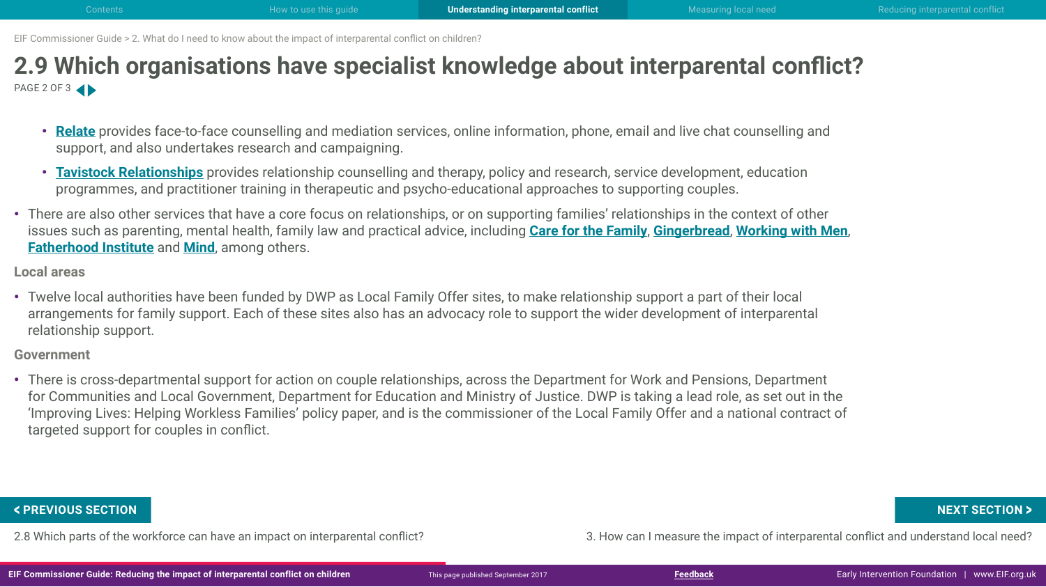## 2.9 Which organisations have specialist knowledge about interparental conflict?

PAGE 2 OF 3

  - **Relate** provides face-to-face counselling and mediation services, online information, phone, email and live chat counselling and support, and also undertakes research and campaigning.
  - **Tavistock Relationships** provides relationship counselling and therapy, policy and research, service development, education programmes, and practitioner training in therapeutic and psycho-educational approaches to supporting couples.
- There are also other services that have a core focus on relationships, or on supporting families' relationships in the context of other issues such as parenting, mental health, family law and practical advice, including **Care for the Family**, **Gingerbread**, **Working with Men**, **Fatherhood Institute** and **Mind**, among others.

### Local areas

- Twelve local authorities have been funded by DWP as Local Family Offer sites, to make relationship support a part of their local arrangements for family support. Each of these sites also has an advocacy role to support the wider development of interparental relationship support.

### Government

- There is cross-departmental support for action on couple relationships, across the Department for Work and Pensions, Department for Communities and Local Government, Department for Education and Ministry of Justice. DWP is taking a lead role, as set out in the 'Improving Lives: Helping Workless Families' policy paper, and is the commissioner of the Local Family Offer and a national contract of targeted support for couples in conflict.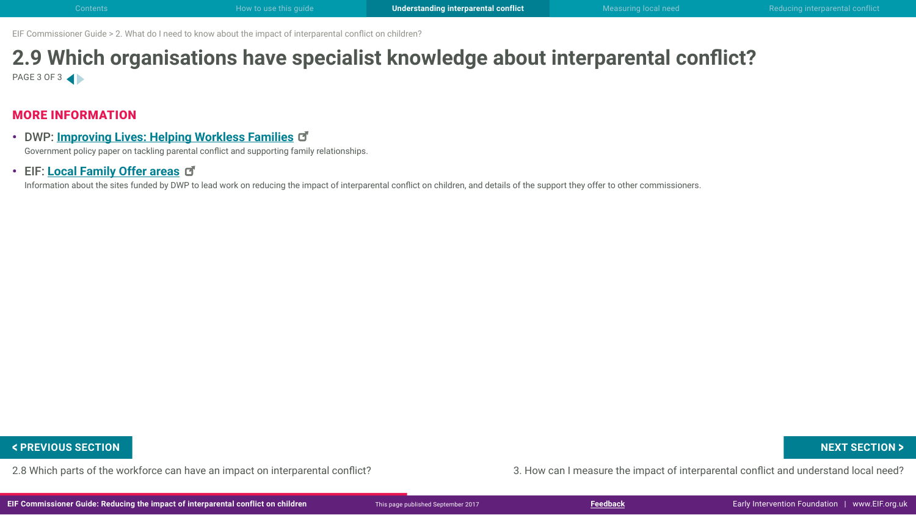# 2.9 Which organisations have specialist knowledge about interparental conflict?

PAGE 3 OF 3

## MORE INFORMATION

- DWP: **Improving Lives: Helping Workless Families**
  Government policy paper on tackling parental conflict and supporting family relationships.
- EIF: **Local Family Offer areas**
  Information about the sites funded by DWP to lead work on reducing the impact of interparental conflict on children, and details of the support they offer to other commissioners.

**< PREVIOUS SECTION**
2.8 Which parts of the workforce can have an impact on interparental conflict?

**NEXT SECTION >**
3. How can I measure the impact of interparental conflict and understand local need?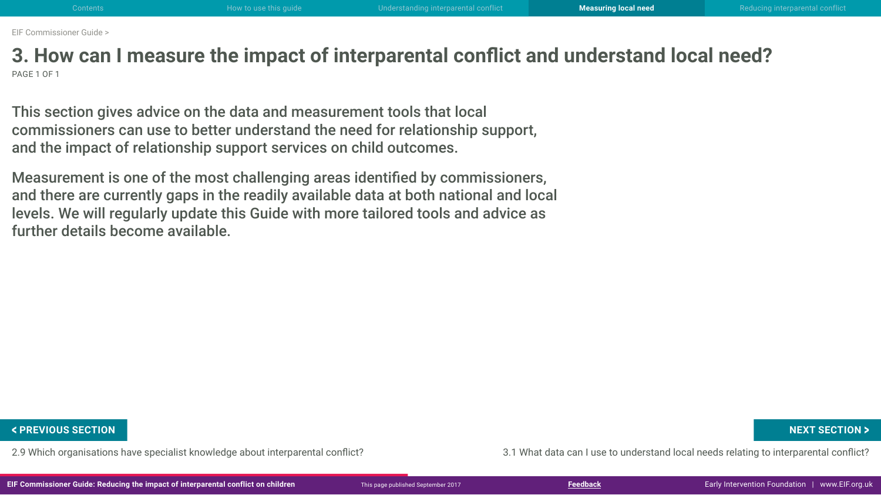# 3. How can I measure the impact of interparental conflict and understand local need?

This section gives advice on the data and measurement tools that local commissioners can use to better understand the need for relationship support, and the impact of relationship support services on child outcomes.

Measurement is one of the most challenging areas identified by commissioners, and there are currently gaps in the readily available data at both national and local levels. We will regularly update this Guide with more tailored tools and advice as further details become available.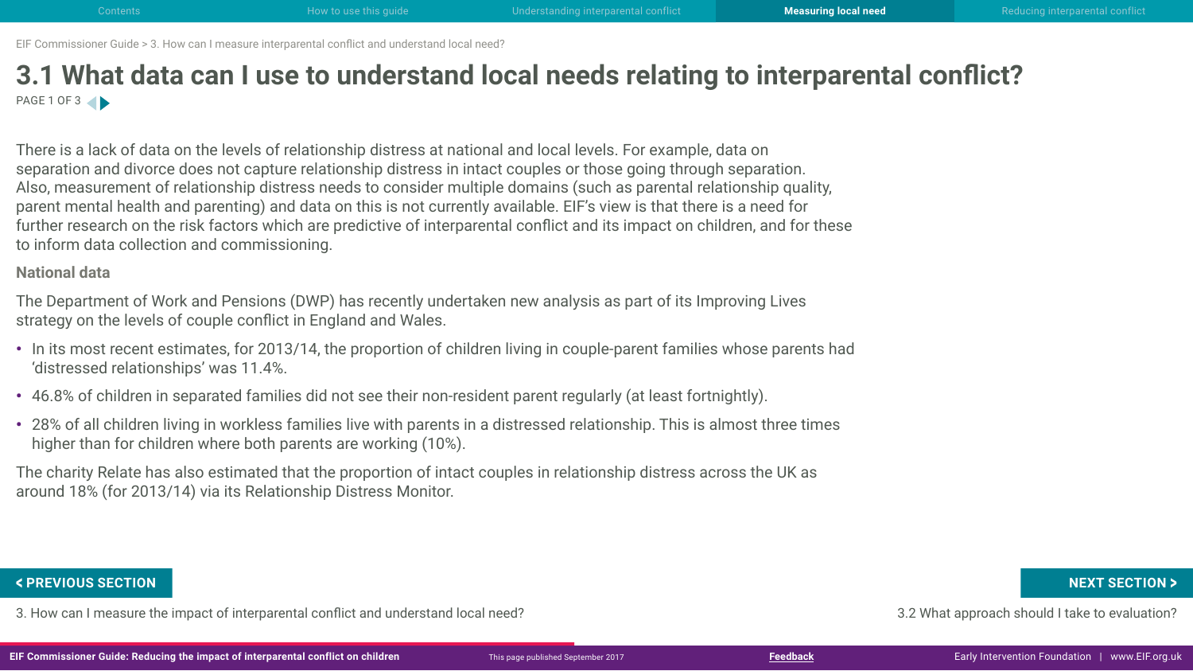# 3.1 What data can I use to understand local needs relating to interparental conflict?

There is a lack of data on the levels of relationship distress at national and local levels. For example, data on separation and divorce does not capture relationship distress in intact couples or those going through separation. Also, measurement of relationship distress needs to consider multiple domains (such as parental relationship quality, parent mental health and parenting) and data on this is not currently available. EIF's view is that there is a need for further research on the risk factors which are predictive of interparental conflict and its impact on children, and for these to inform data collection and commissioning.

**National data**

The Department of Work and Pensions (DWP) has recently undertaken new analysis as part of its Improving Lives strategy on the levels of couple conflict in England and Wales.

- In its most recent estimates, for 2013/14, the proportion of children living in couple-parent families whose parents had 'distressed relationships' was 11.4%.
- 46.8% of children in separated families did not see their non-resident parent regularly (at least fortnightly).
- 28% of all children living in workless families live with parents in a distressed relationship. This is almost three times higher than for children where both parents are working (10%).

The charity Relate has also estimated that the proportion of intact couples in relationship distress across the UK as around 18% (for 2013/14) via its Relationship Distress Monitor.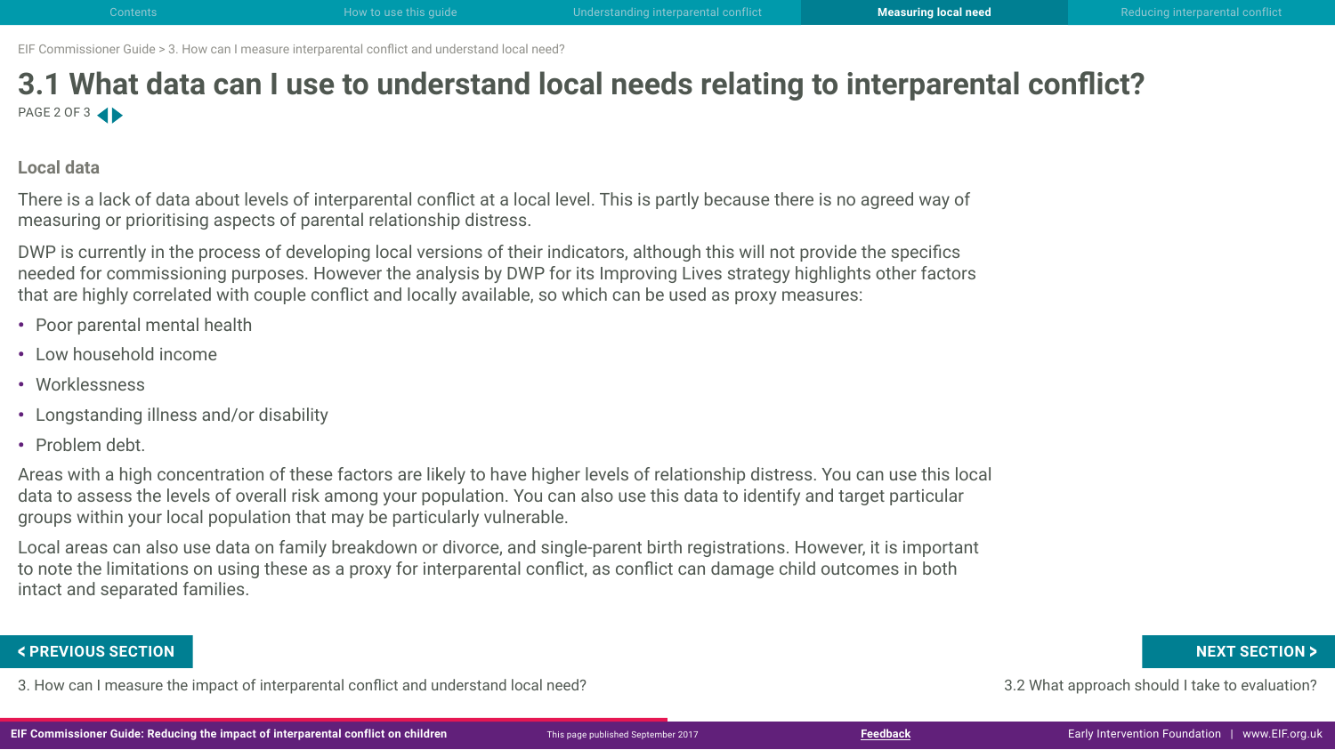# 3.1 What data can I use to understand local needs relating to interparental conflict?

PAGE 2 OF 3

### Local data

There is a lack of data about levels of interparental conflict at a local level. This is partly because there is no agreed way of measuring or prioritising aspects of parental relationship distress.

DWP is currently in the process of developing local versions of their indicators, although this will not provide the specifics needed for commissioning purposes. However the analysis by DWP for its Improving Lives strategy highlights other factors that are highly correlated with couple conflict and locally available, so which can be used as proxy measures:

- Poor parental mental health
- Low household income
- Worklessness
- Longstanding illness and/or disability
- Problem debt.

Areas with a high concentration of these factors are likely to have higher levels of relationship distress. You can use this local data to assess the levels of overall risk among your population. You can also use this data to identify and target particular groups within your local population that may be particularly vulnerable.

Local areas can also use data on family breakdown or divorce, and single-parent birth registrations. However, it is important to note the limitations on using these as a proxy for interparental conflict, as conflict can damage child outcomes in both intact and separated families.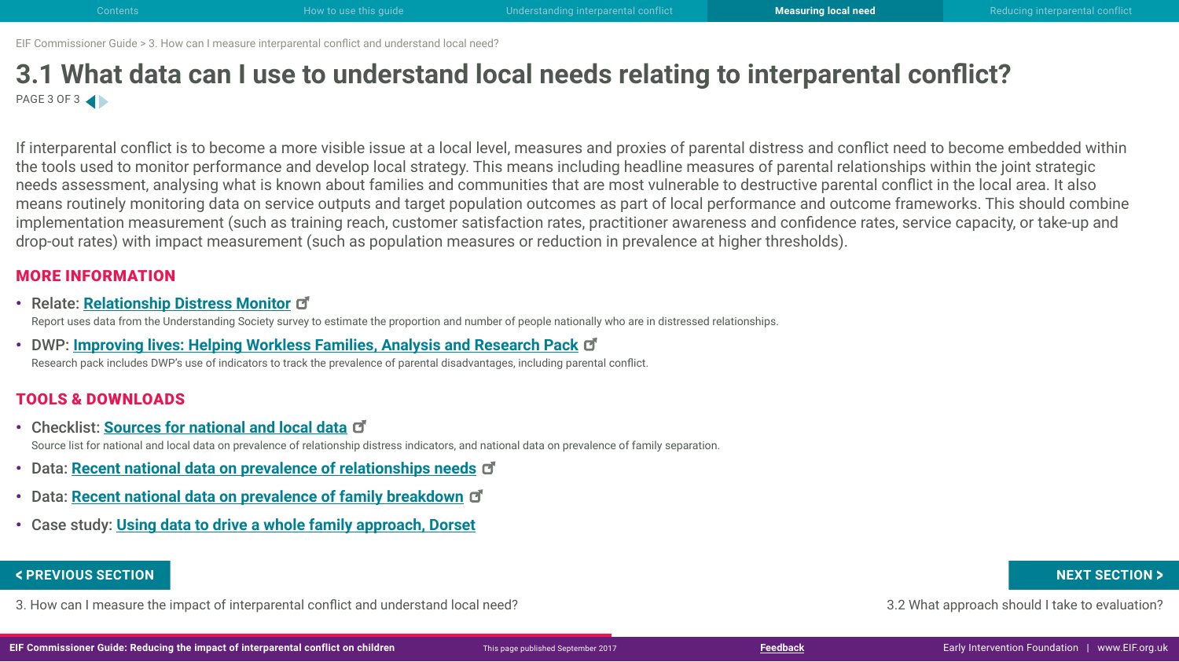# 3.1 What data can I use to understand local needs relating to interparental conflict?

If interparental conflict is to become a more visible issue at a local level, measures and proxies of parental distress and conflict need to become embedded within the tools used to monitor performance and develop local strategy. This means including headline measures of parental relationships within the joint strategic needs assessment, analysing what is known about families and communities that are most vulnerable to destructive parental conflict in the local area. It also means routinely monitoring data on service outputs and target population outcomes as part of local performance and outcome frameworks. This should combine implementation measurement (such as training reach, customer satisfaction rates, practitioner awareness and confidence rates, service capacity, or take-up and drop-out rates) with impact measurement (such as population measures or reduction in prevalence at higher thresholds).

## MORE INFORMATION

- Relate: **Relationship Distress Monitor**
  Report uses data from the Understanding Society survey to estimate the proportion and number of people nationally who are in distressed relationships.
- DWP: **Improving lives: Helping Workless Families, Analysis and Research Pack**
  Research pack includes DWP's use of indicators to track the prevalence of parental disadvantages, including parental conflict.

## TOOLS & DOWNLOADS

- Checklist: **Sources for national and local data**
  Source list for national and local data on prevalence of relationship distress indicators, and national data on prevalence of family separation.
- Data: **Recent national data on prevalence of relationships needs**
- Data: **Recent national data on prevalence of family breakdown**
- Case study: **Using data to drive a whole family approach, Dorset**

**< PREVIOUS SECTION**
3. How can I measure the impact of interparental conflict and understand local need?

**NEXT SECTION >**
3.2 What approach should I take to evaluation?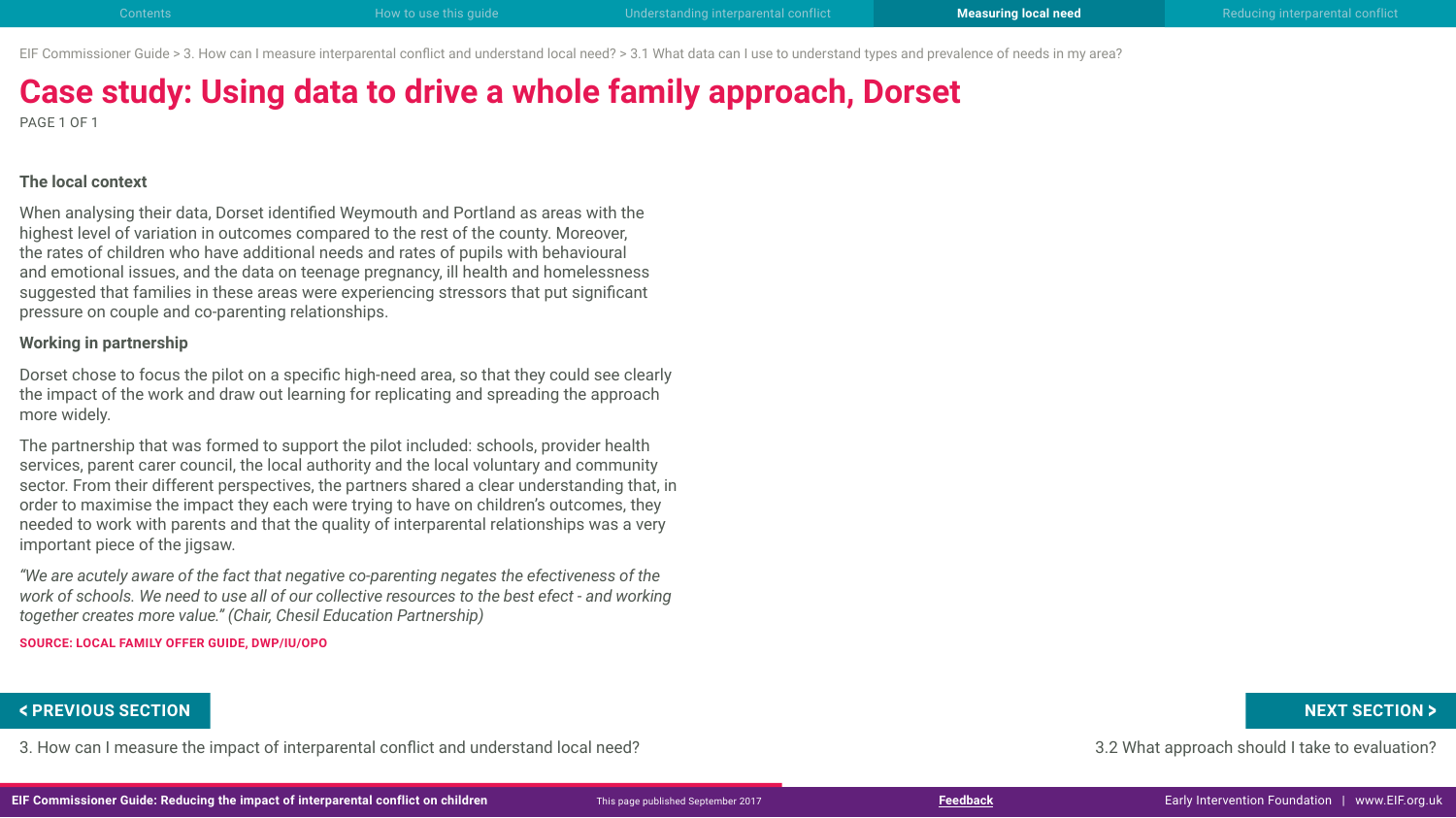# Case study: Using data to drive a whole family approach, Dorset

### The local context

When analysing their data, Dorset identified Weymouth and Portland as areas with the highest level of variation in outcomes compared to the rest of the county. Moreover, the rates of children who have additional needs and rates of pupils with behavioural and emotional issues, and the data on teenage pregnancy, ill health and homelessness suggested that families in these areas were experiencing stressors that put significant pressure on couple and co-parenting relationships.

### Working in partnership

Dorset chose to focus the pilot on a specific high-need area, so that they could see clearly the impact of the work and draw out learning for replicating and spreading the approach more widely.

The partnership that was formed to support the pilot included: schools, provider health services, parent carer council, the local authority and the local voluntary and community sector. From their different perspectives, the partners shared a clear understanding that, in order to maximise the impact they each were trying to have on children's outcomes, they needed to work with parents and that the quality of interparental relationships was a very important piece of the jigsaw.

*"We are acutely aware of the fact that negative co-parenting negates the efectiveness of the work of schools. We need to use all of our collective resources to the best efect - and working together creates more value." (Chair, Chesil Education Partnership)*

**SOURCE: LOCAL FAMILY OFFER GUIDE, DWP/IU/OPO**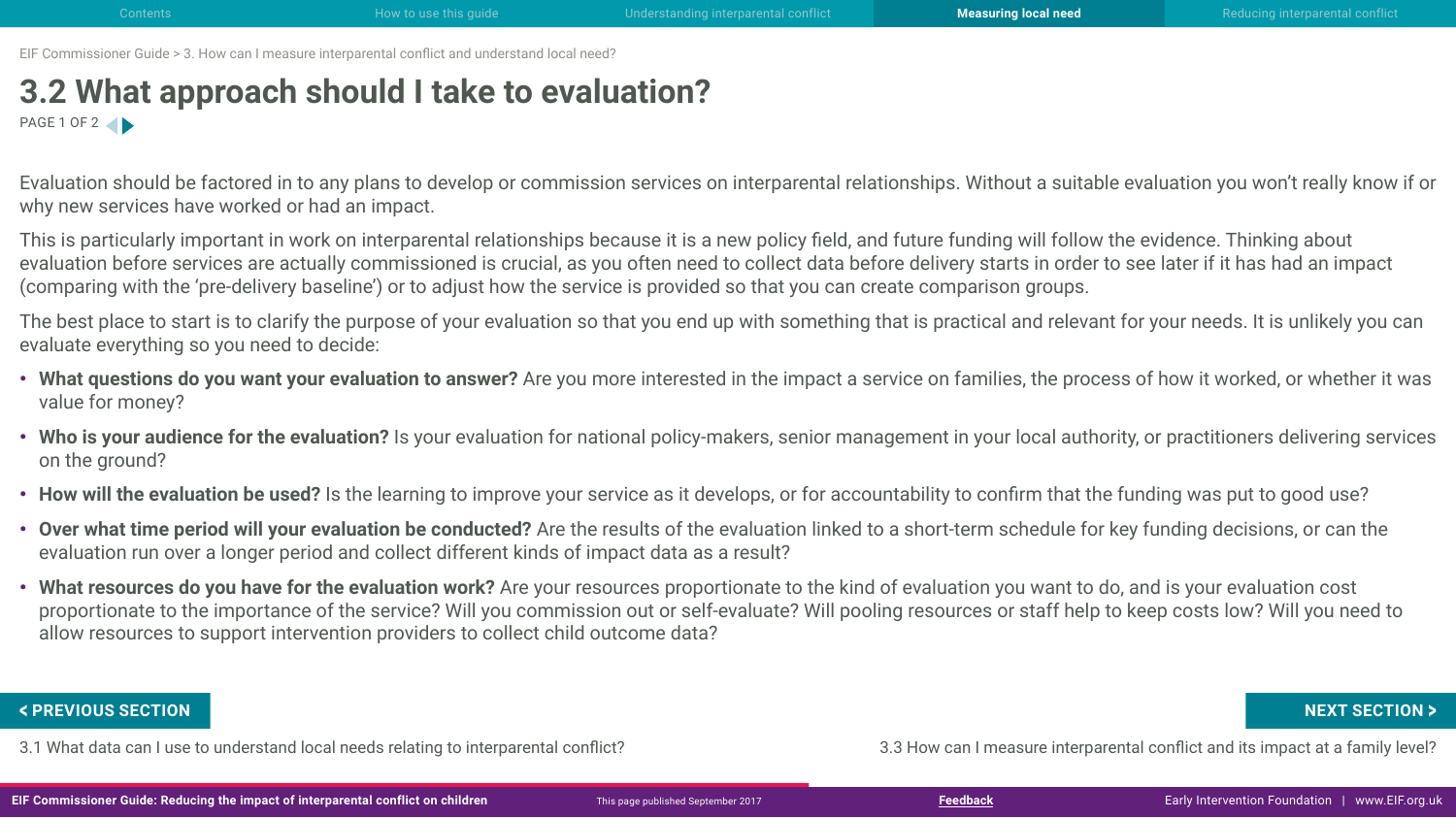# 3.2 What approach should I take to evaluation?

Evaluation should be factored in to any plans to develop or commission services on interparental relationships. Without a suitable evaluation you won't really know if or why new services have worked or had an impact.

This is particularly important in work on interparental relationships because it is a new policy field, and future funding will follow the evidence. Thinking about evaluation before services are actually commissioned is crucial, as you often need to collect data before delivery starts in order to see later if it has had an impact (comparing with the 'pre-delivery baseline') or to adjust how the service is provided so that you can create comparison groups.

The best place to start is to clarify the purpose of your evaluation so that you end up with something that is practical and relevant for your needs. It is unlikely you can evaluate everything so you need to decide:

- **What questions do you want your evaluation to answer?** Are you more interested in the impact a service on families, the process of how it worked, or whether it was value for money?
- **Who is your audience for the evaluation?** Is your evaluation for national policy-makers, senior management in your local authority, or practitioners delivering services on the ground?
- **How will the evaluation be used?** Is the learning to improve your service as it develops, or for accountability to confirm that the funding was put to good use?
- **Over what time period will your evaluation be conducted?** Are the results of the evaluation linked to a short-term schedule for key funding decisions, or can the evaluation run over a longer period and collect different kinds of impact data as a result?
- **What resources do you have for the evaluation work?** Are your resources proportionate to the kind of evaluation you want to do, and is your evaluation cost proportionate to the importance of the service? Will you commission out or self-evaluate? Will pooling resources or staff help to keep costs low? Will you need to allow resources to support intervention providers to collect child outcome data?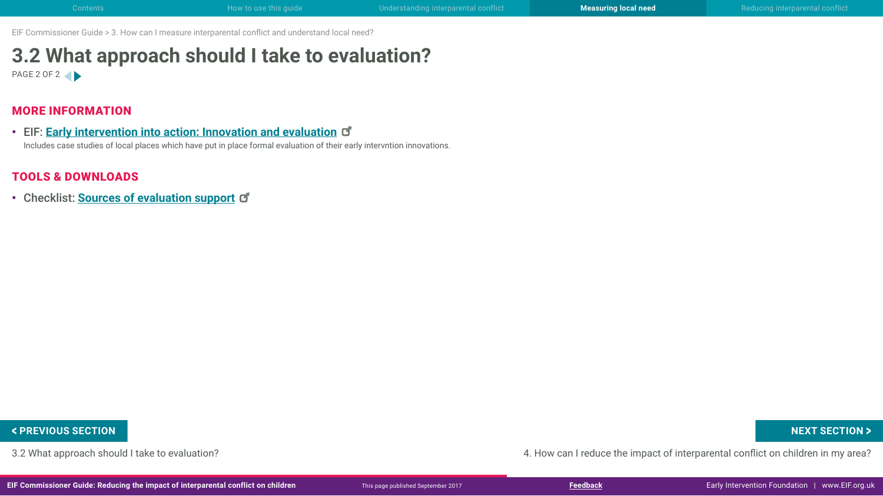EIF Commissioner Guide > 3. How can I measure interparental conflict and understand local need?

# 3.2 What approach should I take to evaluation?

PAGE 2 OF 2

## MORE INFORMATION

- EIF: **Early intervention into action: Innovation and evaluation**
  Includes case studies of local places which have put in place formal evaluation of their early intervntion innovations.

## TOOLS & DOWNLOADS

- Checklist: **Sources of evaluation support**

**< PREVIOUS SECTION**

3.2 What approach should I take to evaluation?

**NEXT SECTION >**

4. How can I reduce the impact of interparental conflict on children in my area?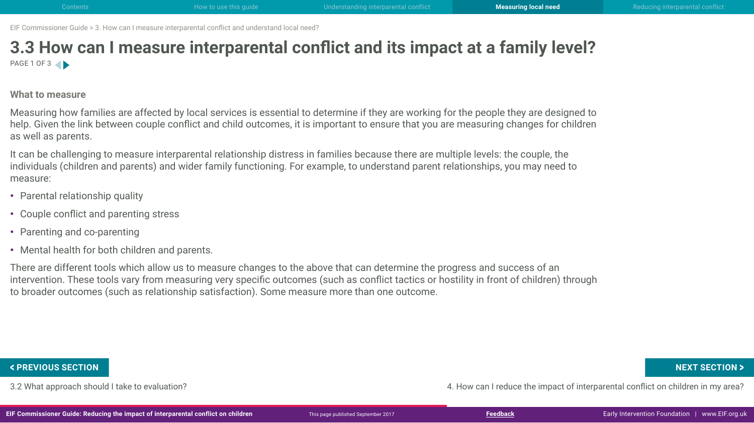# 3.3 How can I measure interparental conflict and its impact at a family level?

## What to measure

Measuring how families are affected by local services is essential to determine if they are working for the people they are designed to help. Given the link between couple conflict and child outcomes, it is important to ensure that you are measuring changes for children as well as parents.

It can be challenging to measure interparental relationship distress in families because there are multiple levels: the couple, the individuals (children and parents) and wider family functioning. For example, to understand parent relationships, you may need to measure:

- Parental relationship quality
- Couple conflict and parenting stress
- Parenting and co-parenting
- Mental health for both children and parents.

There are different tools which allow us to measure changes to the above that can determine the progress and success of an intervention. These tools vary from measuring very specific outcomes (such as conflict tactics or hostility in front of children) through to broader outcomes (such as relationship satisfaction). Some measure more than one outcome.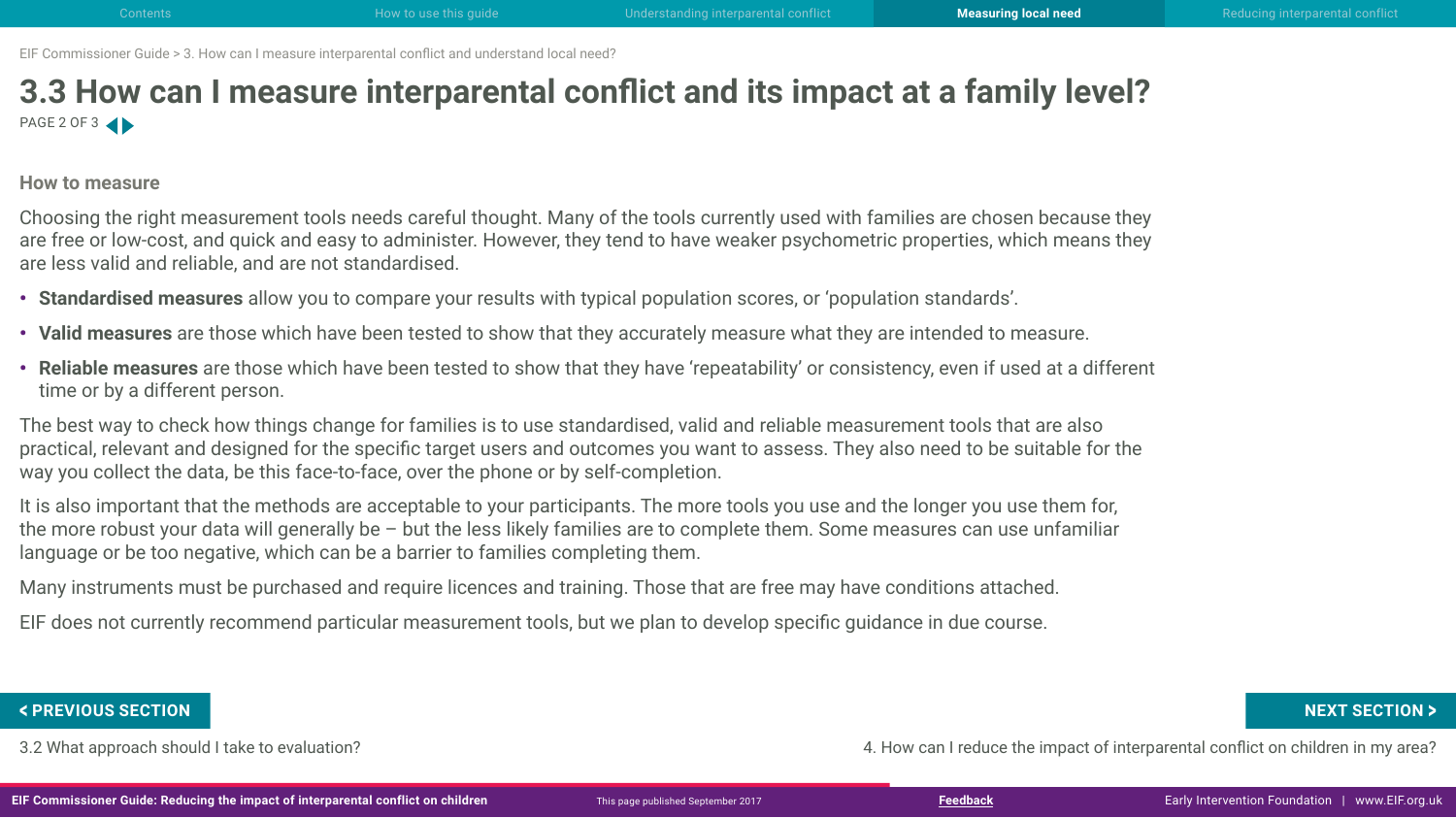# 3.3 How can I measure interparental conflict and its impact at a family level?

## How to measure

Choosing the right measurement tools needs careful thought. Many of the tools currently used with families are chosen because they are free or low-cost, and quick and easy to administer. However, they tend to have weaker psychometric properties, which means they are less valid and reliable, and are not standardised.

- **Standardised measures** allow you to compare your results with typical population scores, or 'population standards'.
- **Valid measures** are those which have been tested to show that they accurately measure what they are intended to measure.
- **Reliable measures** are those which have been tested to show that they have 'repeatability' or consistency, even if used at a different time or by a different person.

The best way to check how things change for families is to use standardised, valid and reliable measurement tools that are also practical, relevant and designed for the specific target users and outcomes you want to assess. They also need to be suitable for the way you collect the data, be this face-to-face, over the phone or by self-completion.

It is also important that the methods are acceptable to your participants. The more tools you use and the longer you use them for, the more robust your data will generally be – but the less likely families are to complete them. Some measures can use unfamiliar language or be too negative, which can be a barrier to families completing them.

Many instruments must be purchased and require licences and training. Those that are free may have conditions attached.

EIF does not currently recommend particular measurement tools, but we plan to develop specific guidance in due course.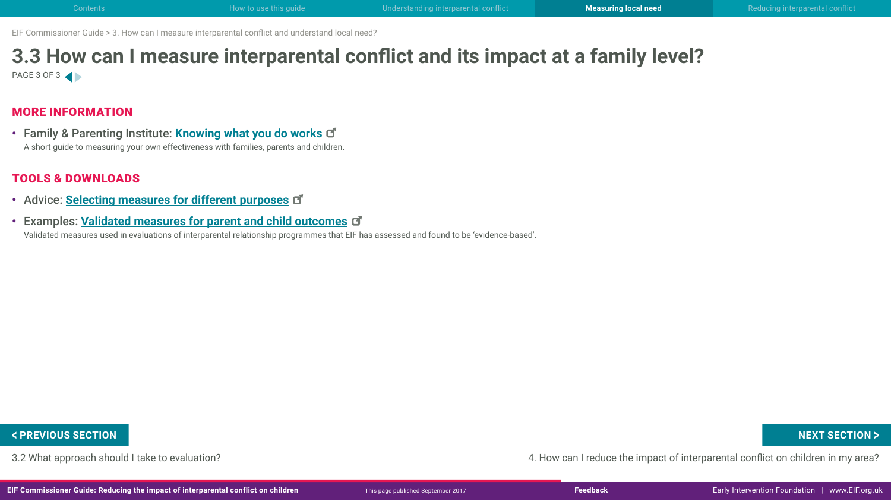# 3.3 How can I measure interparental conflict and its impact at a family level?

## MORE INFORMATION

- Family & Parenting Institute: **Knowing what you do works**
  A short guide to measuring your own effectiveness with families, parents and children.

## TOOLS & DOWNLOADS

- Advice: **Selecting measures for different purposes**
- Examples: **Validated measures for parent and child outcomes**
  Validated measures used in evaluations of interparental relationship programmes that EIF has assessed and found to be 'evidence-based'.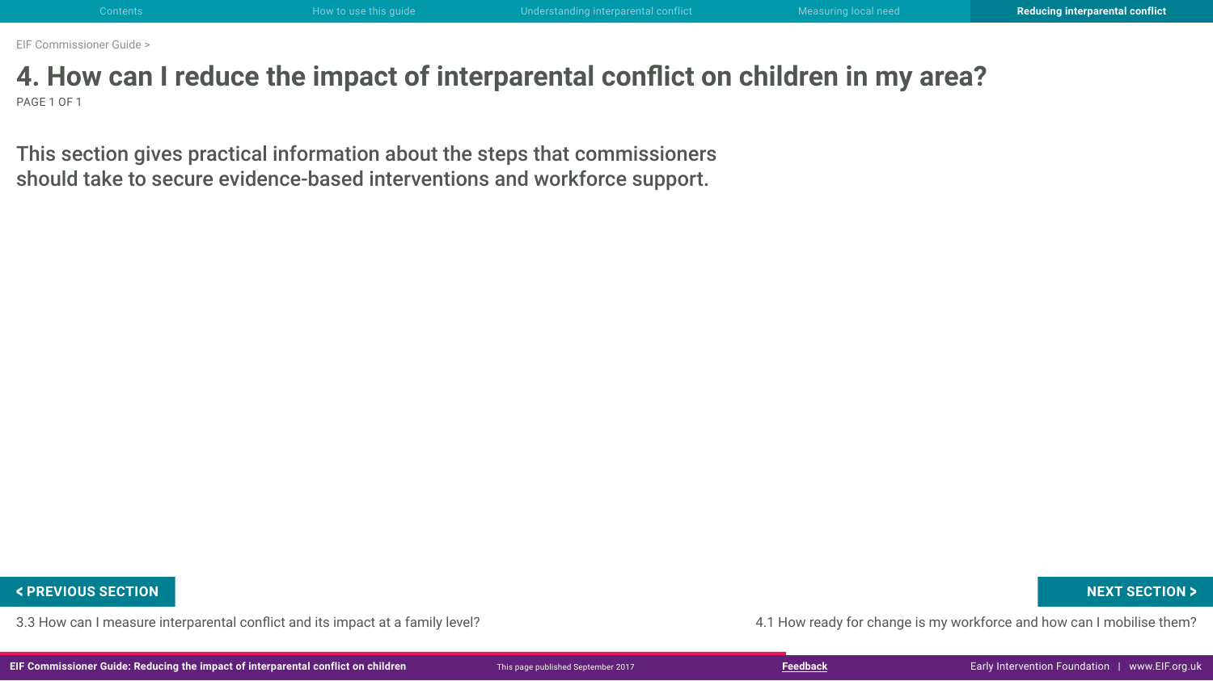# 4. How can I reduce the impact of interparental conflict on children in my area?

This section gives practical information about the steps that commissioners should take to secure evidence-based interventions and workforce support.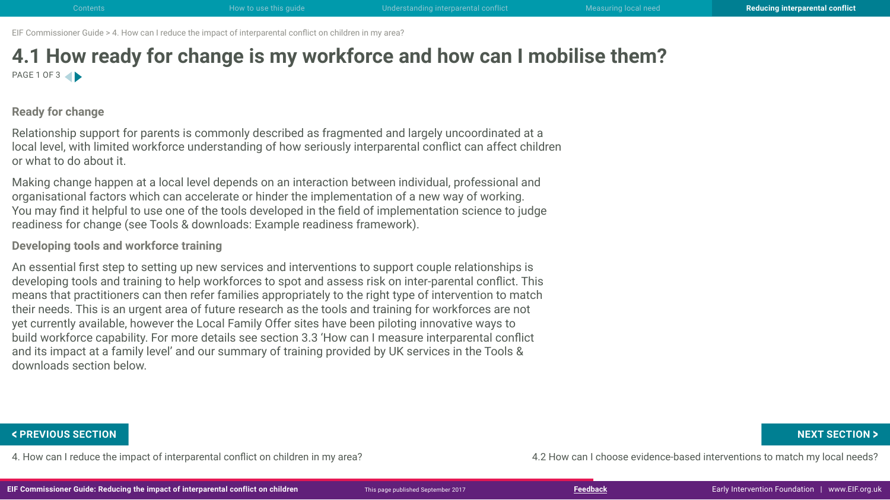# 4.1 How ready for change is my workforce and how can I mobilise them?

## Ready for change

Relationship support for parents is commonly described as fragmented and largely uncoordinated at a local level, with limited workforce understanding of how seriously interparental conflict can affect children or what to do about it.

Making change happen at a local level depends on an interaction between individual, professional and organisational factors which can accelerate or hinder the implementation of a new way of working. You may find it helpful to use one of the tools developed in the field of implementation science to judge readiness for change (see Tools & downloads: Example readiness framework).

## Developing tools and workforce training

An essential first step to setting up new services and interventions to support couple relationships is developing tools and training to help workforces to spot and assess risk on inter-parental conflict. This means that practitioners can then refer families appropriately to the right type of intervention to match their needs. This is an urgent area of future research as the tools and training for workforces are not yet currently available, however the Local Family Offer sites have been piloting innovative ways to build workforce capability. For more details see section 3.3 'How can I measure interparental conflict and its impact at a family level' and our summary of training provided by UK services in the Tools & downloads section below.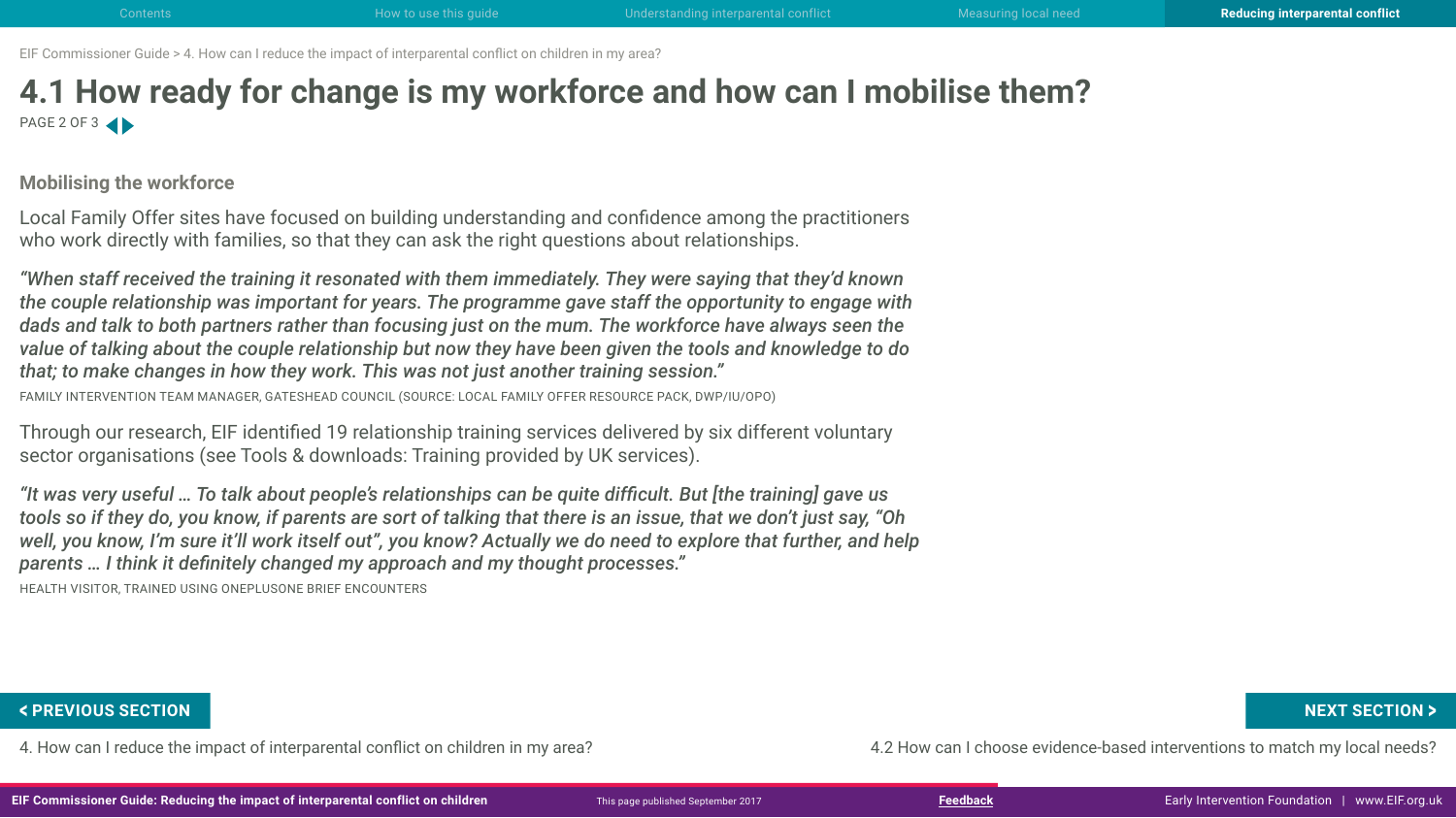# 4.1 How ready for change is my workforce and how can I mobilise them?

## Mobilising the workforce

Local Family Offer sites have focused on building understanding and confidence among the practitioners who work directly with families, so that they can ask the right questions about relationships.

*"When staff received the training it resonated with them immediately. They were saying that they'd known the couple relationship was important for years. The programme gave staff the opportunity to engage with dads and talk to both partners rather than focusing just on the mum. The workforce have always seen the value of talking about the couple relationship but now they have been given the tools and knowledge to do that; to make changes in how they work. This was not just another training session."*

FAMILY INTERVENTION TEAM MANAGER, GATESHEAD COUNCIL (SOURCE: LOCAL FAMILY OFFER RESOURCE PACK, DWP/IU/OPO)

Through our research, EIF identified 19 relationship training services delivered by six different voluntary sector organisations (see Tools & downloads: Training provided by UK services).

*"It was very useful … To talk about people's relationships can be quite difficult. But [the training] gave us tools so if they do, you know, if parents are sort of talking that there is an issue, that we don't just say, "Oh well, you know, I'm sure it'll work itself out", you know? Actually we do need to explore that further, and help parents … I think it definitely changed my approach and my thought processes."*

HEALTH VISITOR, TRAINED USING ONEPLUSONE BRIEF ENCOUNTERS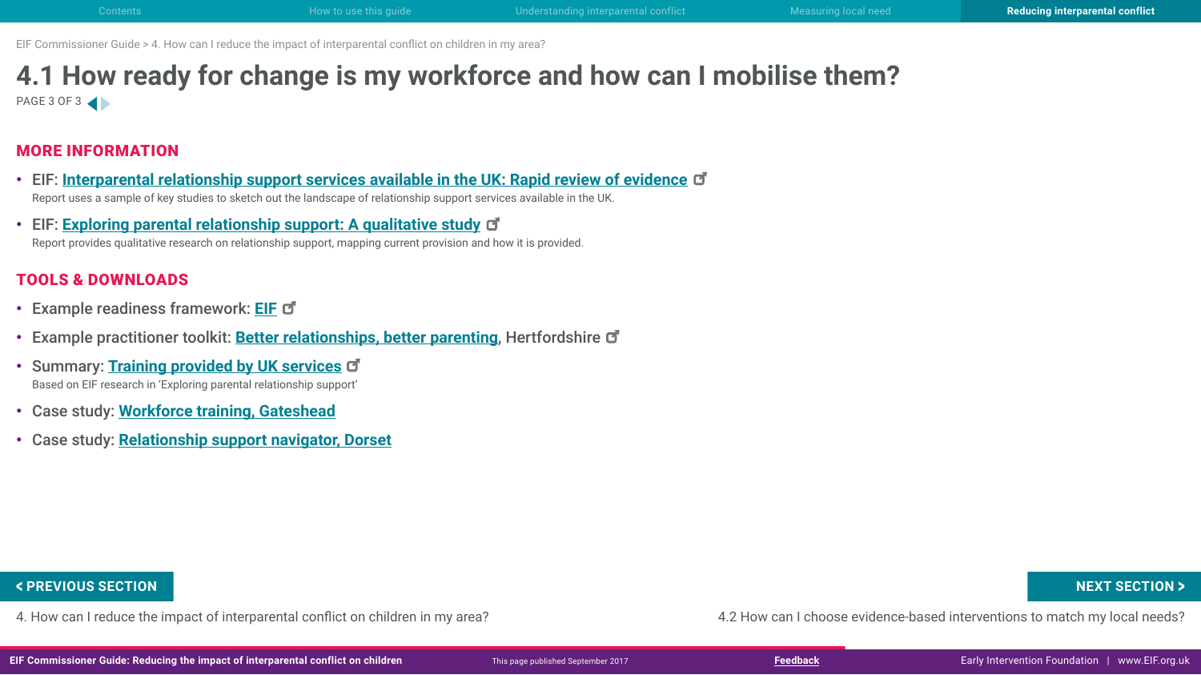# 4.1 How ready for change is my workforce and how can I mobilise them?

PAGE 3 OF 3

## MORE INFORMATION

- EIF: **Interparental relationship support services available in the UK: Rapid review of evidence**
  Report uses a sample of key studies to sketch out the landscape of relationship support services available in the UK.
- EIF: **Exploring parental relationship support: A qualitative study**
  Report provides qualitative research on relationship support, mapping current provision and how it is provided.

## TOOLS & DOWNLOADS

- Example readiness framework: **EIF**
- Example practitioner toolkit: **Better relationships, better parenting**, Hertfordshire
- Summary: **Training provided by UK services**
  Based on EIF research in 'Exploring parental relationship support'
- Case study: **Workforce training, Gateshead**
- Case study: **Relationship support navigator, Dorset**

< PREVIOUS SECTION

4. How can I reduce the impact of interparental conflict on children in my area?

NEXT SECTION >

4.2 How can I choose evidence-based interventions to match my local needs?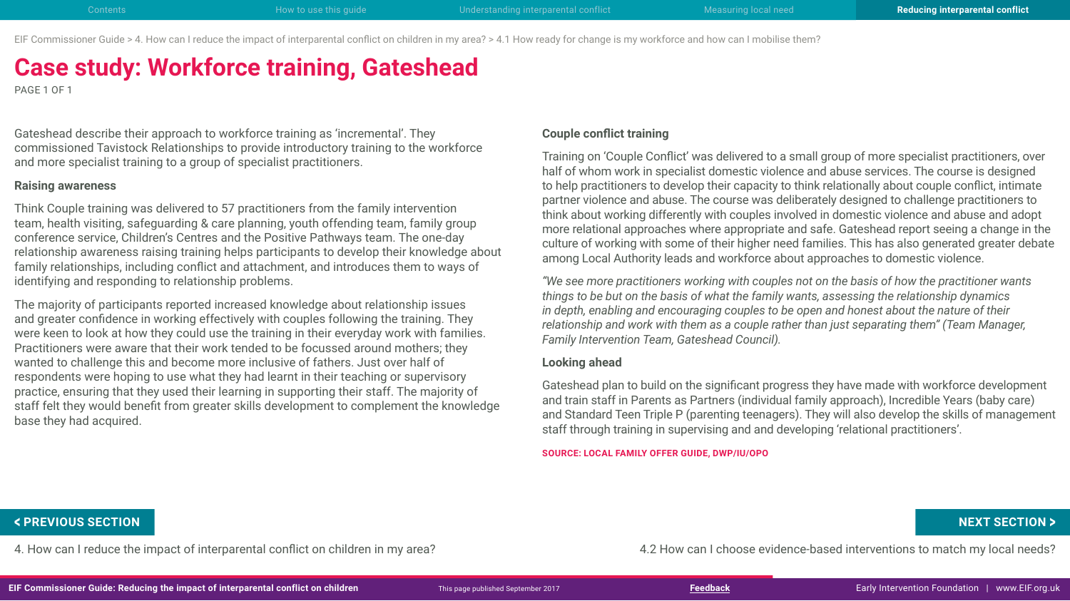EIF Commissioner Guide > 4. How can I reduce the impact of interparental conflict on children in my area? > 4.1 How ready for change is my workforce and how can I mobilise them?

# Case study: Workforce training, Gateshead

Gateshead describe their approach to workforce training as 'incremental'. They commissioned Tavistock Relationships to provide introductory training to the workforce and more specialist training to a group of specialist practitioners.

**Raising awareness**

Think Couple training was delivered to 57 practitioners from the family intervention team, health visiting, safeguarding & care planning, youth offending team, family group conference service, Children's Centres and the Positive Pathways team. The one-day relationship awareness raising training helps participants to develop their knowledge about family relationships, including conflict and attachment, and introduces them to ways of identifying and responding to relationship problems.

The majority of participants reported increased knowledge about relationship issues and greater confidence in working effectively with couples following the training. They were keen to look at how they could use the training in their everyday work with families. Practitioners were aware that their work tended to be focussed around mothers; they wanted to challenge this and become more inclusive of fathers. Just over half of respondents were hoping to use what they had learnt in their teaching or supervisory practice, ensuring that they used their learning in supporting their staff. The majority of staff felt they would benefit from greater skills development to complement the knowledge base they had acquired.

**Couple conflict training**

Training on 'Couple Conflict' was delivered to a small group of more specialist practitioners, over half of whom work in specialist domestic violence and abuse services. The course is designed to help practitioners to develop their capacity to think relationally about couple conflict, intimate partner violence and abuse. The course was deliberately designed to challenge practitioners to think about working differently with couples involved in domestic violence and abuse and adopt more relational approaches where appropriate and safe. Gateshead report seeing a change in the culture of working with some of their higher need families. This has also generated greater debate among Local Authority leads and workforce about approaches to domestic violence.

*"We see more practitioners working with couples not on the basis of how the practitioner wants things to be but on the basis of what the family wants, assessing the relationship dynamics in depth, enabling and encouraging couples to be open and honest about the nature of their relationship and work with them as a couple rather than just separating them" (Team Manager, Family Intervention Team, Gateshead Council).*

**Looking ahead**

Gateshead plan to build on the significant progress they have made with workforce development and train staff in Parents as Partners (individual family approach), Incredible Years (baby care) and Standard Teen Triple P (parenting teenagers). They will also develop the skills of management staff through training in supervising and and developing 'relational practitioners'.

SOURCE: LOCAL FAMILY OFFER GUIDE, DWP/IU/OPO

< PREVIOUS SECTION: 4. How can I reduce the impact of interparental conflict on children in my area?

NEXT SECTION >: 4.2 How can I choose evidence-based interventions to match my local needs?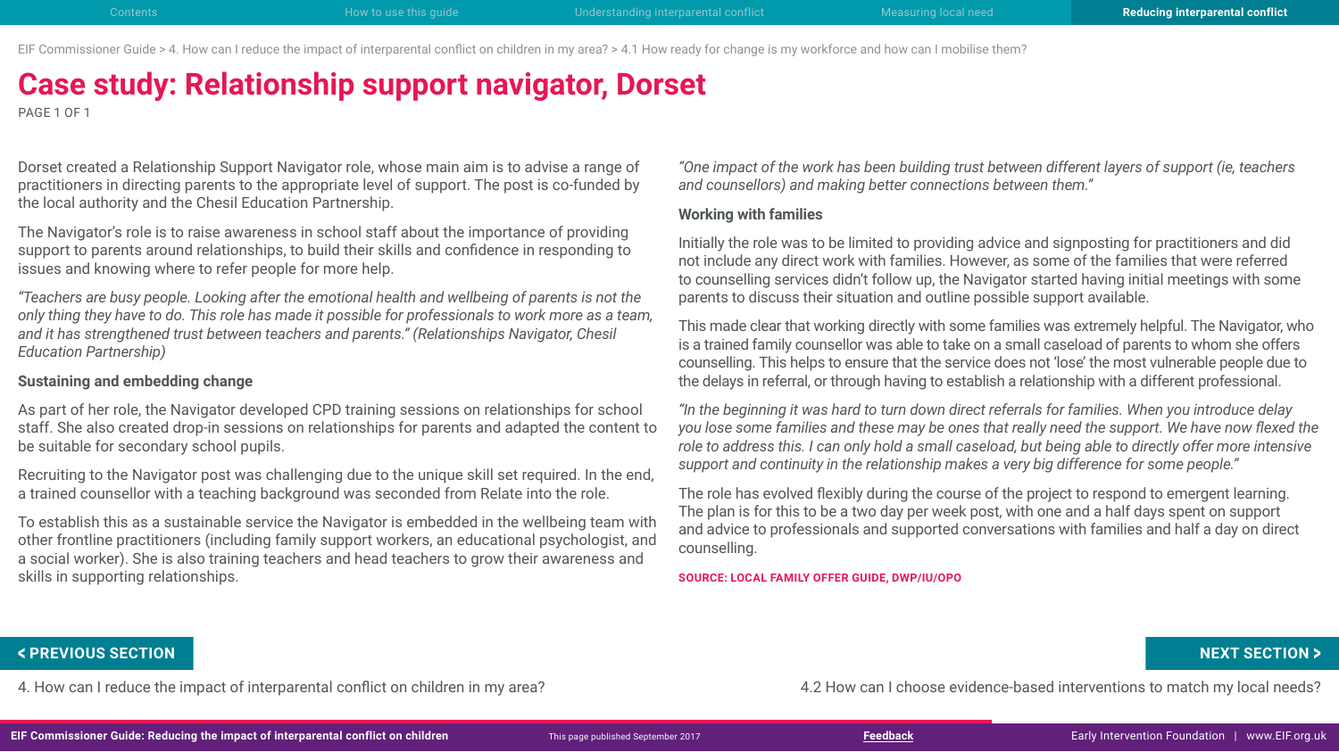EIF Commissioner Guide > 4. How can I reduce the impact of interparental conflict on children in my area? > 4.1 How ready for change is my workforce and how can I mobilise them?

# Case study: Relationship support navigator, Dorset

Dorset created a Relationship Support Navigator role, whose main aim is to advise a range of practitioners in directing parents to the appropriate level of support. The post is co-funded by the local authority and the Chesil Education Partnership.

The Navigator's role is to raise awareness in school staff about the importance of providing support to parents around relationships, to build their skills and confidence in responding to issues and knowing where to refer people for more help.

*"Teachers are busy people. Looking after the emotional health and wellbeing of parents is not the only thing they have to do. This role has made it possible for professionals to work more as a team, and it has strengthened trust between teachers and parents." (Relationships Navigator, Chesil Education Partnership)*

**Sustaining and embedding change**

As part of her role, the Navigator developed CPD training sessions on relationships for school staff. She also created drop-in sessions on relationships for parents and adapted the content to be suitable for secondary school pupils.

Recruiting to the Navigator post was challenging due to the unique skill set required. In the end, a trained counsellor with a teaching background was seconded from Relate into the role.

To establish this as a sustainable service the Navigator is embedded in the wellbeing team with other frontline practitioners (including family support workers, an educational psychologist, and a social worker). She is also training teachers and head teachers to grow their awareness and skills in supporting relationships.

*"One impact of the work has been building trust between different layers of support (ie, teachers and counsellors) and making better connections between them."*

**Working with families**

Initially the role was to be limited to providing advice and signposting for practitioners and did not include any direct work with families. However, as some of the families that were referred to counselling services didn't follow up, the Navigator started having initial meetings with some parents to discuss their situation and outline possible support available.

This made clear that working directly with some families was extremely helpful. The Navigator, who is a trained family counsellor was able to take on a small caseload of parents to whom she offers counselling. This helps to ensure that the service does not 'lose' the most vulnerable people due to the delays in referral, or through having to establish a relationship with a different professional.

*"In the beginning it was hard to turn down direct referrals for families. When you introduce delay you lose some families and these may be ones that really need the support. We have now flexed the role to address this. I can only hold a small caseload, but being able to directly offer more intensive support and continuity in the relationship makes a very big difference for some people."*

The role has evolved flexibly during the course of the project to respond to emergent learning. The plan is for this to be a two day per week post, with one and a half days spent on support and advice to professionals and supported conversations with families and half a day on direct counselling.

**SOURCE: LOCAL FAMILY OFFER GUIDE, DWP/IU/OPO**

**< PREVIOUS SECTION**

4. How can I reduce the impact of interparental conflict on children in my area?

**NEXT SECTION >**

4.2 How can I choose evidence-based interventions to match my local needs?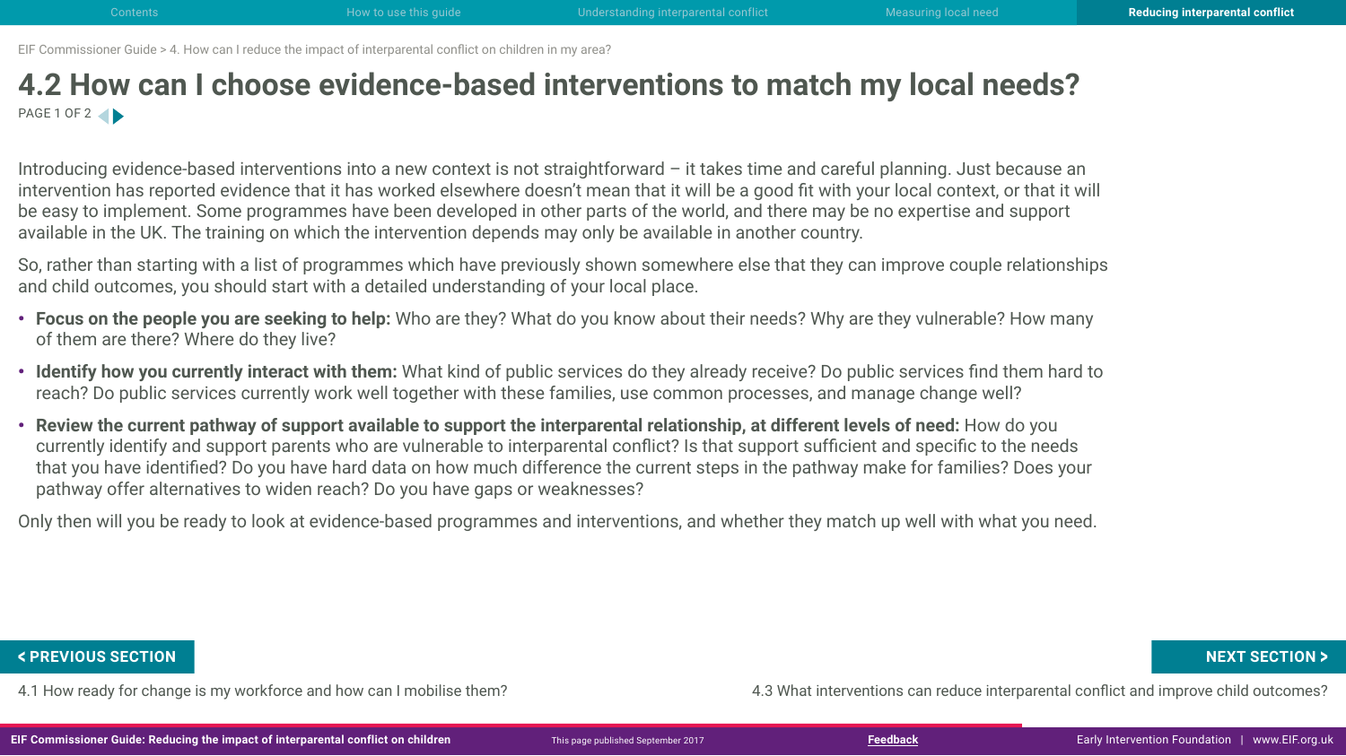# 4.2 How can I choose evidence-based interventions to match my local needs?

Introducing evidence-based interventions into a new context is not straightforward – it takes time and careful planning. Just because an intervention has reported evidence that it has worked elsewhere doesn't mean that it will be a good fit with your local context, or that it will be easy to implement. Some programmes have been developed in other parts of the world, and there may be no expertise and support available in the UK. The training on which the intervention depends may only be available in another country.

So, rather than starting with a list of programmes which have previously shown somewhere else that they can improve couple relationships and child outcomes, you should start with a detailed understanding of your local place.

- **Focus on the people you are seeking to help:** Who are they? What do you know about their needs? Why are they vulnerable? How many of them are there? Where do they live?
- **Identify how you currently interact with them:** What kind of public services do they already receive? Do public services find them hard to reach? Do public services currently work well together with these families, use common processes, and manage change well?
- **Review the current pathway of support available to support the interparental relationship, at different levels of need:** How do you currently identify and support parents who are vulnerable to interparental conflict? Is that support sufficient and specific to the needs that you have identified? Do you have hard data on how much difference the current steps in the pathway make for families? Does your pathway offer alternatives to widen reach? Do you have gaps or weaknesses?

Only then will you be ready to look at evidence-based programmes and interventions, and whether they match up well with what you need.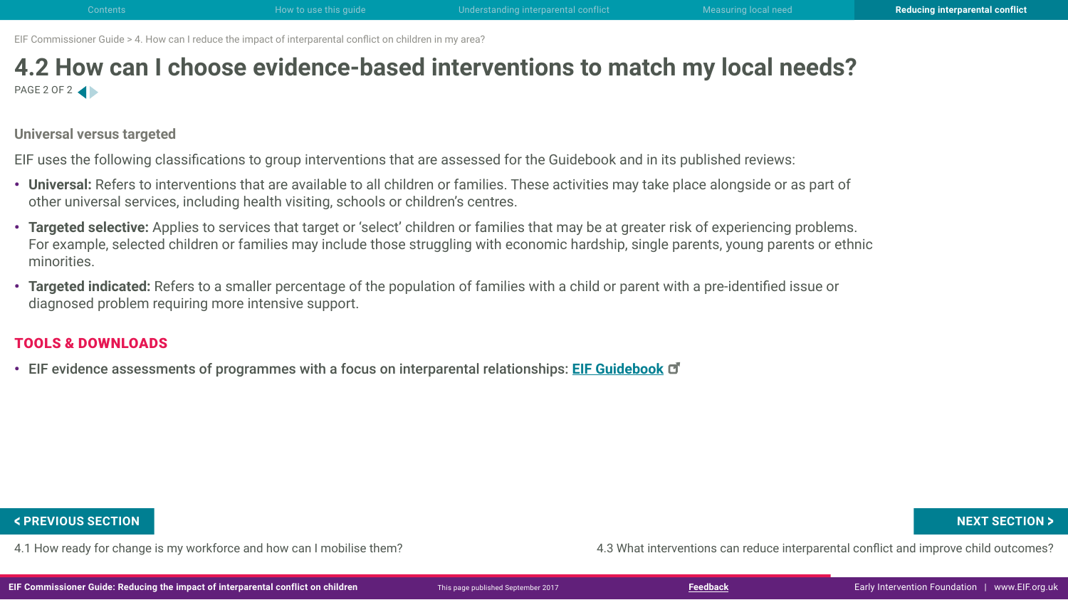# 4.2 How can I choose evidence-based interventions to match my local needs?

### Universal versus targeted

EIF uses the following classifications to group interventions that are assessed for the Guidebook and in its published reviews:

- **Universal:** Refers to interventions that are available to all children or families. These activities may take place alongside or as part of other universal services, including health visiting, schools or children's centres.
- **Targeted selective:** Applies to services that target or 'select' children or families that may be at greater risk of experiencing problems. For example, selected children or families may include those struggling with economic hardship, single parents, young parents or ethnic minorities.
- **Targeted indicated:** Refers to a smaller percentage of the population of families with a child or parent with a pre-identified issue or diagnosed problem requiring more intensive support.

### TOOLS & DOWNLOADS

- EIF evidence assessments of programmes with a focus on interparental relationships: **EIF Guidebook**

**< PREVIOUS SECTION**

4.1 How ready for change is my workforce and how can I mobilise them?

**NEXT SECTION >**

4.3 What interventions can reduce interparental conflict and improve child outcomes?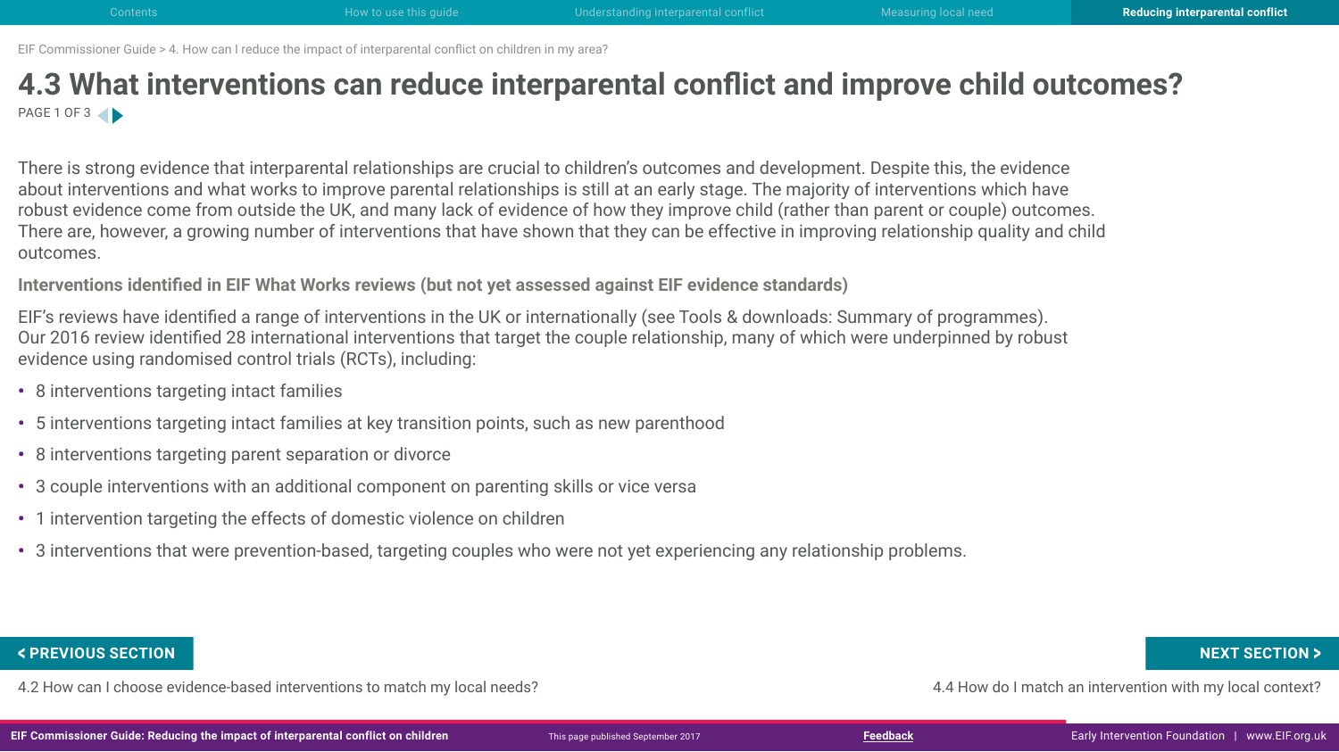# 4.3 What interventions can reduce interparental conflict and improve child outcomes?

There is strong evidence that interparental relationships are crucial to children's outcomes and development. Despite this, the evidence about interventions and what works to improve parental relationships is still at an early stage. The majority of interventions which have robust evidence come from outside the UK, and many lack of evidence of how they improve child (rather than parent or couple) outcomes. There are, however, a growing number of interventions that have shown that they can be effective in improving relationship quality and child outcomes.

**Interventions identified in EIF What Works reviews (but not yet assessed against EIF evidence standards)**

EIF's reviews have identified a range of interventions in the UK or internationally (see Tools & downloads: Summary of programmes). Our 2016 review identified 28 international interventions that target the couple relationship, many of which were underpinned by robust evidence using randomised control trials (RCTs), including:

- 8 interventions targeting intact families
- 5 interventions targeting intact families at key transition points, such as new parenthood
- 8 interventions targeting parent separation or divorce
- 3 couple interventions with an additional component on parenting skills or vice versa
- 1 intervention targeting the effects of domestic violence on children
- 3 interventions that were prevention-based, targeting couples who were not yet experiencing any relationship problems.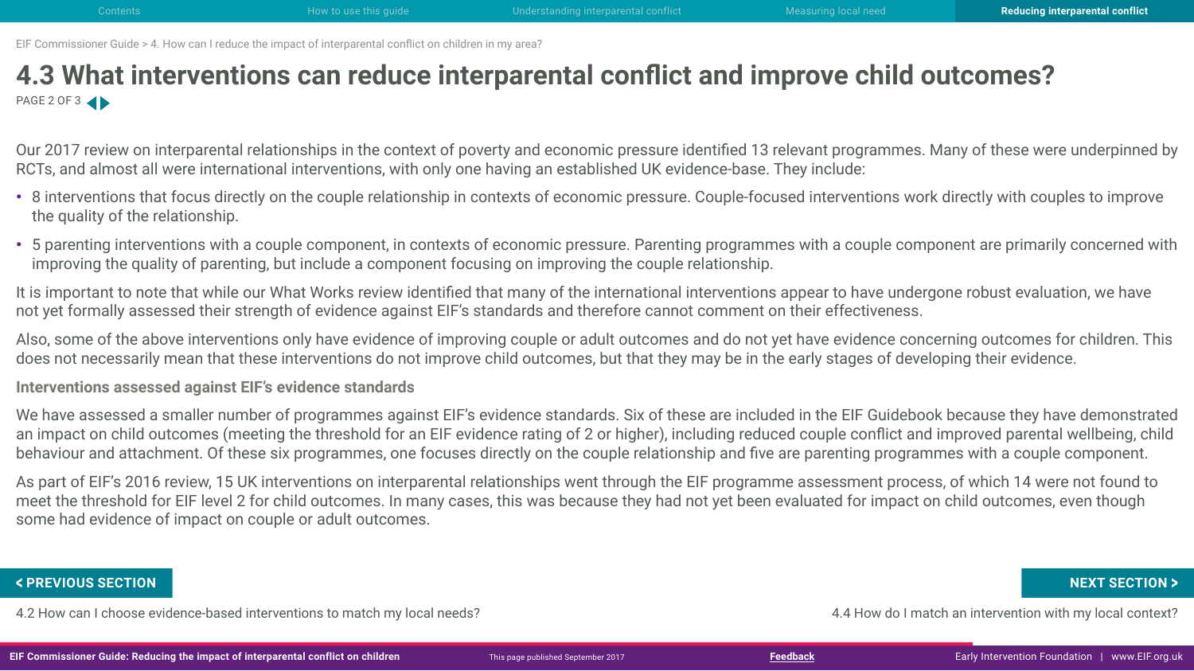# 4.3 What interventions can reduce interparental conflict and improve child outcomes?

Our 2017 review on interparental relationships in the context of poverty and economic pressure identified 13 relevant programmes. Many of these were underpinned by RCTs, and almost all were international interventions, with only one having an established UK evidence-base. They include:

- 8 interventions that focus directly on the couple relationship in contexts of economic pressure. Couple-focused interventions work directly with couples to improve the quality of the relationship.
- 5 parenting interventions with a couple component, in contexts of economic pressure. Parenting programmes with a couple component are primarily concerned with improving the quality of parenting, but include a component focusing on improving the couple relationship.

It is important to note that while our What Works review identified that many of the international interventions appear to have undergone robust evaluation, we have not yet formally assessed their strength of evidence against EIF's standards and therefore cannot comment on their effectiveness.

Also, some of the above interventions only have evidence of improving couple or adult outcomes and do not yet have evidence concerning outcomes for children. This does not necessarily mean that these interventions do not improve child outcomes, but that they may be in the early stages of developing their evidence.

**Interventions assessed against EIF's evidence standards**

We have assessed a smaller number of programmes against EIF's evidence standards. Six of these are included in the EIF Guidebook because they have demonstrated an impact on child outcomes (meeting the threshold for an EIF evidence rating of 2 or higher), including reduced couple conflict and improved parental wellbeing, child behaviour and attachment. Of these six programmes, one focuses directly on the couple relationship and five are parenting programmes with a couple component.

As part of EIF's 2016 review, 15 UK interventions on interparental relationships went through the EIF programme assessment process, of which 14 were not found to meet the threshold for EIF level 2 for child outcomes. In many cases, this was because they had not yet been evaluated for impact on child outcomes, even though some had evidence of impact on couple or adult outcomes.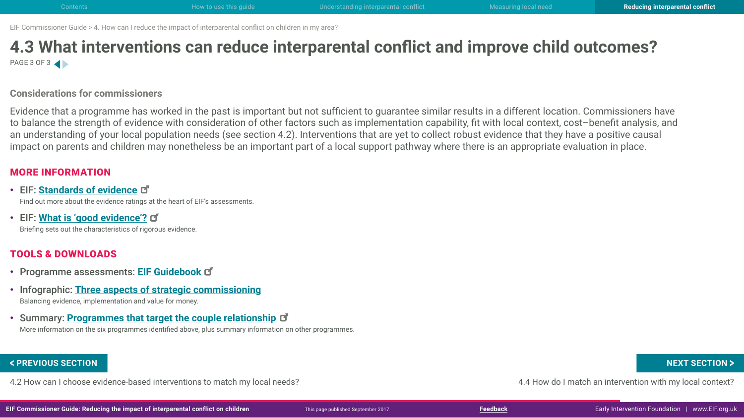EIF Commissioner Guide > 4. How can I reduce the impact of interparental conflict on children in my area?

# 4.3 What interventions can reduce interparental conflict and improve child outcomes?

PAGE 3 OF 3

## Considerations for commissioners

Evidence that a programme has worked in the past is important but not sufficient to guarantee similar results in a different location. Commissioners have to balance the strength of evidence with consideration of other factors such as implementation capability, fit with local context, cost–benefit analysis, and an understanding of your local population needs (see section 4.2). Interventions that are yet to collect robust evidence that they have a positive causal impact on parents and children may nonetheless be an important part of a local support pathway where there is an appropriate evaluation in place.

## MORE INFORMATION

- **EIF: Standards of evidence**
  Find out more about the evidence ratings at the heart of EIF's assessments.
- **EIF: What is 'good evidence'?**
  Briefing sets out the characteristics of rigorous evidence.

## TOOLS & DOWNLOADS

- **Programme assessments: EIF Guidebook**
- **Infographic: Three aspects of strategic commissioning**
  Balancing evidence, implementation and value for money.
- **Summary: Programmes that target the couple relationship**
  More information on the six programmes identified above, plus summary information on other programmes.

< PREVIOUS SECTION
4.2 How can I choose evidence-based interventions to match my local needs?

NEXT SECTION >
4.4 How do I match an intervention with my local context?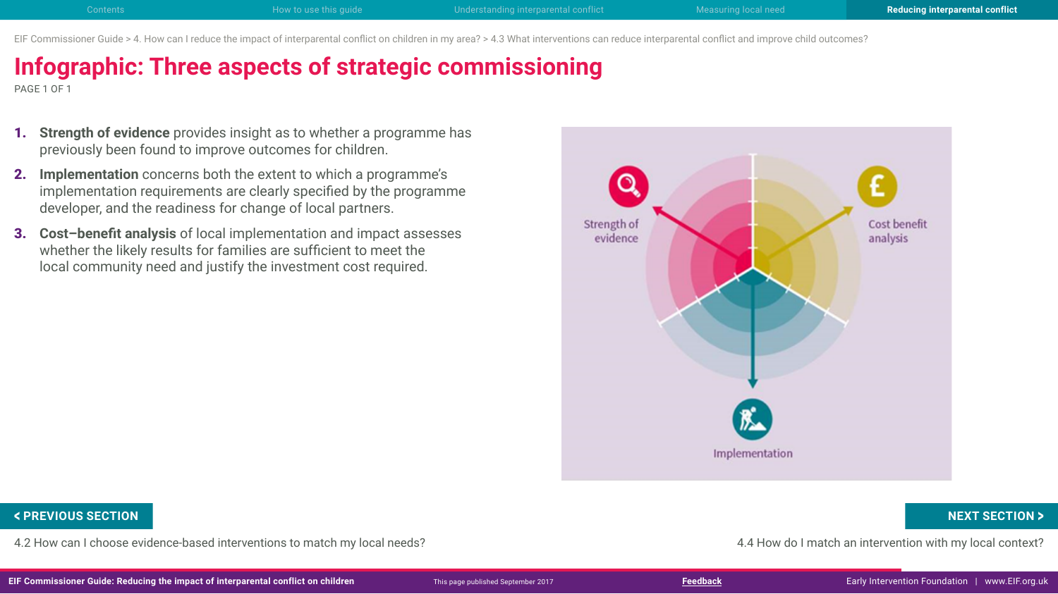EIF Commissioner Guide > 4. How can I reduce the impact of interparental conflict on children in my area? > 4.3 What interventions can reduce interparental conflict and improve child outcomes?

# Infographic: Three aspects of strategic commissioning

1. **Strength of evidence** provides insight as to whether a programme has previously been found to improve outcomes for children.
2. **Implementation** concerns both the extent to which a programme's implementation requirements are clearly specified by the programme developer, and the readiness for change of local partners.
3. **Cost–benefit analysis** of local implementation and impact assesses whether the likely results for families are sufficient to meet the local community need and justify the investment cost required.

Strength of evidence

Cost benefit analysis

Implementation

< PREVIOUS SECTION

4.2 How can I choose evidence-based interventions to match my local needs?

NEXT SECTION >

4.4 How do I match an intervention with my local context?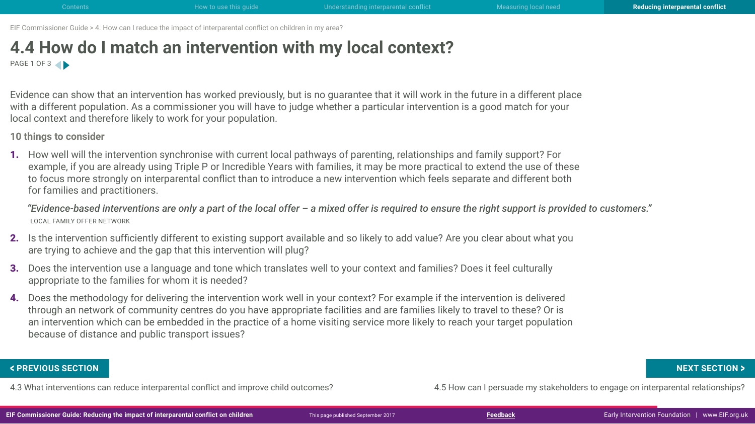EIF Commissioner Guide > 4. How can I reduce the impact of interparental conflict on children in my area?

# 4.4 How do I match an intervention with my local context?

PAGE 1 OF 3

Evidence can show that an intervention has worked previously, but is no guarantee that it will work in the future in a different place with a different population. As a commissioner you will have to judge whether a particular intervention is a good match for your local context and therefore likely to work for your population.

### 10 things to consider

1. How well will the intervention synchronise with current local pathways of parenting, relationships and family support? For example, if you are already using Triple P or Incredible Years with families, it may be more practical to extend the use of these to focus more strongly on interparental conflict than to introduce a new intervention which feels separate and different both for families and practitioners.

> ***"Evidence-based interventions are only a part of the local offer – a mixed offer is required to ensure the right support is provided to customers."***
>
> LOCAL FAMILY OFFER NETWORK

2. Is the intervention sufficiently different to existing support available and so likely to add value? Are you clear about what you are trying to achieve and the gap that this intervention will plug?

3. Does the intervention use a language and tone which translates well to your context and families? Does it feel culturally appropriate to the families for whom it is needed?

4. Does the methodology for delivering the intervention work well in your context? For example if the intervention is delivered through an network of community centres do you have appropriate facilities and are families likely to travel to these? Or is an intervention which can be embedded in the practice of a home visiting service more likely to reach your target population because of distance and public transport issues?

**< PREVIOUS SECTION**
4.3 What interventions can reduce interparental conflict and improve child outcomes?

**NEXT SECTION >**
4.5 How can I persuade my stakeholders to engage on interparental relationships?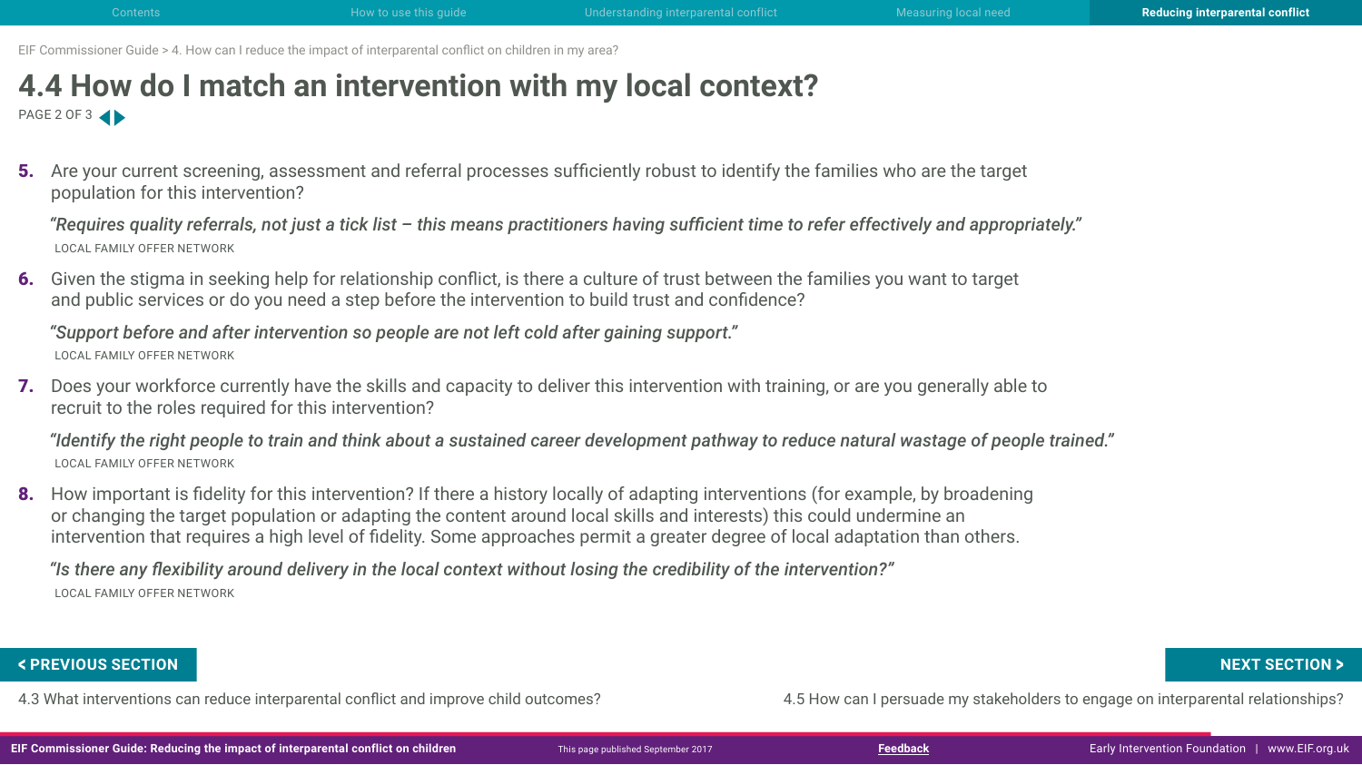EIF Commissioner Guide > 4. How can I reduce the impact of interparental conflict on children in my area?

# 4.4 How do I match an intervention with my local context?

PAGE 2 OF 3

5. Are your current screening, assessment and referral processes sufficiently robust to identify the families who are the target population for this intervention?

   ***"Requires quality referrals, not just a tick list – this means practitioners having sufficient time to refer effectively and appropriately."***
   LOCAL FAMILY OFFER NETWORK

6. Given the stigma in seeking help for relationship conflict, is there a culture of trust between the families you want to target and public services or do you need a step before the intervention to build trust and confidence?

   ***"Support before and after intervention so people are not left cold after gaining support."***
   LOCAL FAMILY OFFER NETWORK

7. Does your workforce currently have the skills and capacity to deliver this intervention with training, or are you generally able to recruit to the roles required for this intervention?

   ***"Identify the right people to train and think about a sustained career development pathway to reduce natural wastage of people trained."***
   LOCAL FAMILY OFFER NETWORK

8. How important is fidelity for this intervention? If there a history locally of adapting interventions (for example, by broadening or changing the target population or adapting the content around local skills and interests) this could undermine an intervention that requires a high level of fidelity. Some approaches permit a greater degree of local adaptation than others.

   ***"Is there any flexibility around delivery in the local context without losing the credibility of the intervention?"***
   LOCAL FAMILY OFFER NETWORK

**< PREVIOUS SECTION**
4.3 What interventions can reduce interparental conflict and improve child outcomes?

**NEXT SECTION >**
4.5 How can I persuade my stakeholders to engage on interparental relationships?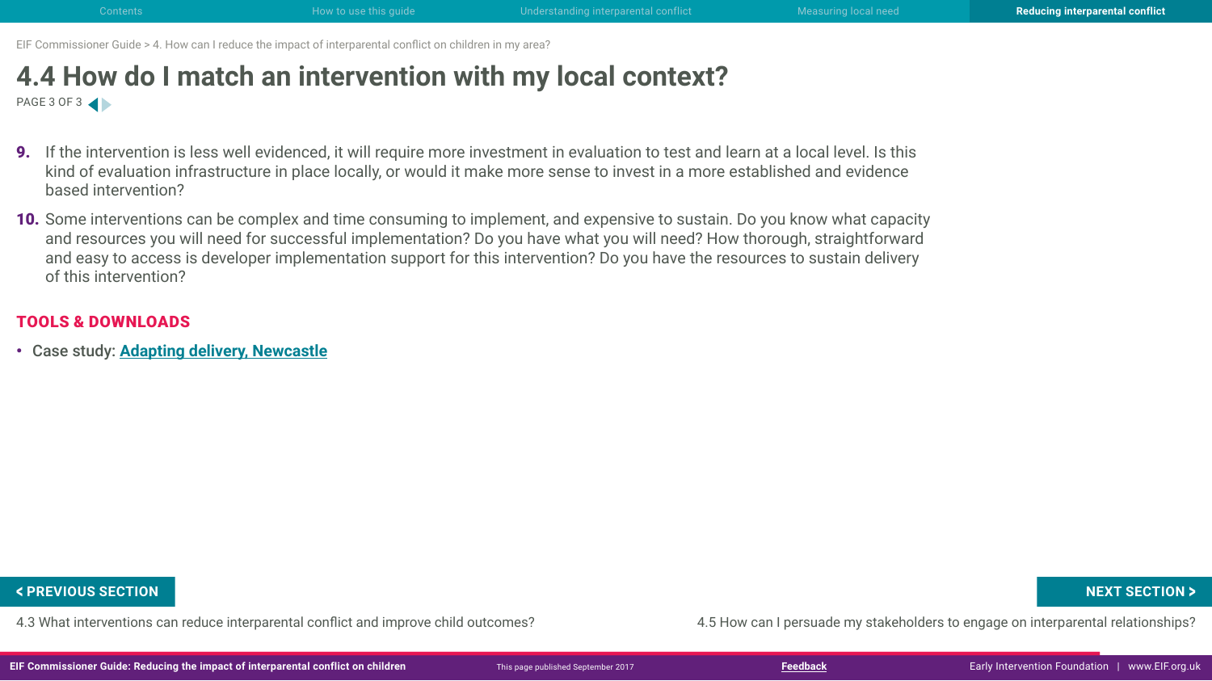# 4.4 How do I match an intervention with my local context?

PAGE 3 OF 3

9. If the intervention is less well evidenced, it will require more investment in evaluation to test and learn at a local level. Is this kind of evaluation infrastructure in place locally, or would it make more sense to invest in a more established and evidence based intervention?

10. Some interventions can be complex and time consuming to implement, and expensive to sustain. Do you know what capacity and resources you will need for successful implementation? Do you have what you will need? How thorough, straightforward and easy to access is developer implementation support for this intervention? Do you have the resources to sustain delivery of this intervention?

## TOOLS & DOWNLOADS

- Case study: **Adapting delivery, Newcastle**

**< PREVIOUS SECTION**

4.3 What interventions can reduce interparental conflict and improve child outcomes?

**NEXT SECTION >**

4.5 How can I persuade my stakeholders to engage on interparental relationships?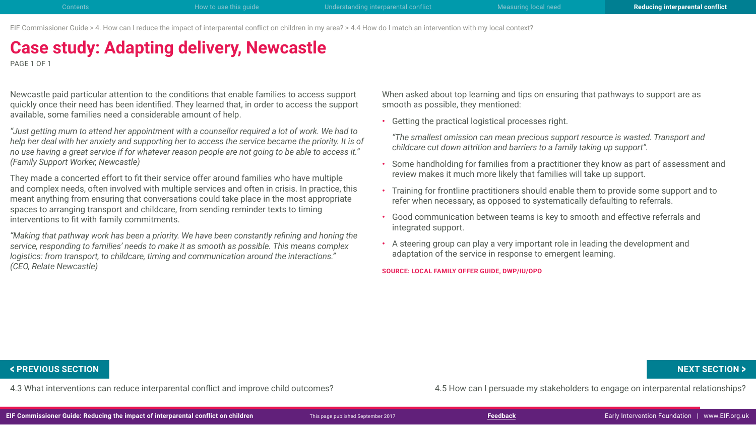EIF Commissioner Guide > 4. How can I reduce the impact of interparental conflict on children in my area? > 4.4 How do I match an intervention with my local context?

# Case study: Adapting delivery, Newcastle

Newcastle paid particular attention to the conditions that enable families to access support quickly once their need has been identified. They learned that, in order to access the support available, some families need a considerable amount of help.

*"Just getting mum to attend her appointment with a counsellor required a lot of work. We had to help her deal with her anxiety and supporting her to access the service became the priority. It is of no use having a great service if for whatever reason people are not going to be able to access it." (Family Support Worker, Newcastle)*

They made a concerted effort to fit their service offer around families who have multiple and complex needs, often involved with multiple services and often in crisis. In practice, this meant anything from ensuring that conversations could take place in the most appropriate spaces to arranging transport and childcare, from sending reminder texts to timing interventions to fit with family commitments.

*"Making that pathway work has been a priority. We have been constantly refining and honing the service, responding to families' needs to make it as smooth as possible. This means complex logistics: from transport, to childcare, timing and communication around the interactions." (CEO, Relate Newcastle)*

When asked about top learning and tips on ensuring that pathways to support are as smooth as possible, they mentioned:

- Getting the practical logistical processes right.

  *"The smallest omission can mean precious support resource is wasted. Transport and childcare cut down attrition and barriers to a family taking up support".*

- Some handholding for families from a practitioner they know as part of assessment and review makes it much more likely that families will take up support.
- Training for frontline practitioners should enable them to provide some support and to refer when necessary, as opposed to systematically defaulting to referrals.
- Good communication between teams is key to smooth and effective referrals and integrated support.
- A steering group can play a very important role in leading the development and adaptation of the service in response to emergent learning.

**SOURCE: LOCAL FAMILY OFFER GUIDE, DWP/IU/OPO**

**< PREVIOUS SECTION**

4.3 What interventions can reduce interparental conflict and improve child outcomes?

**NEXT SECTION >**

4.5 How can I persuade my stakeholders to engage on interparental relationships?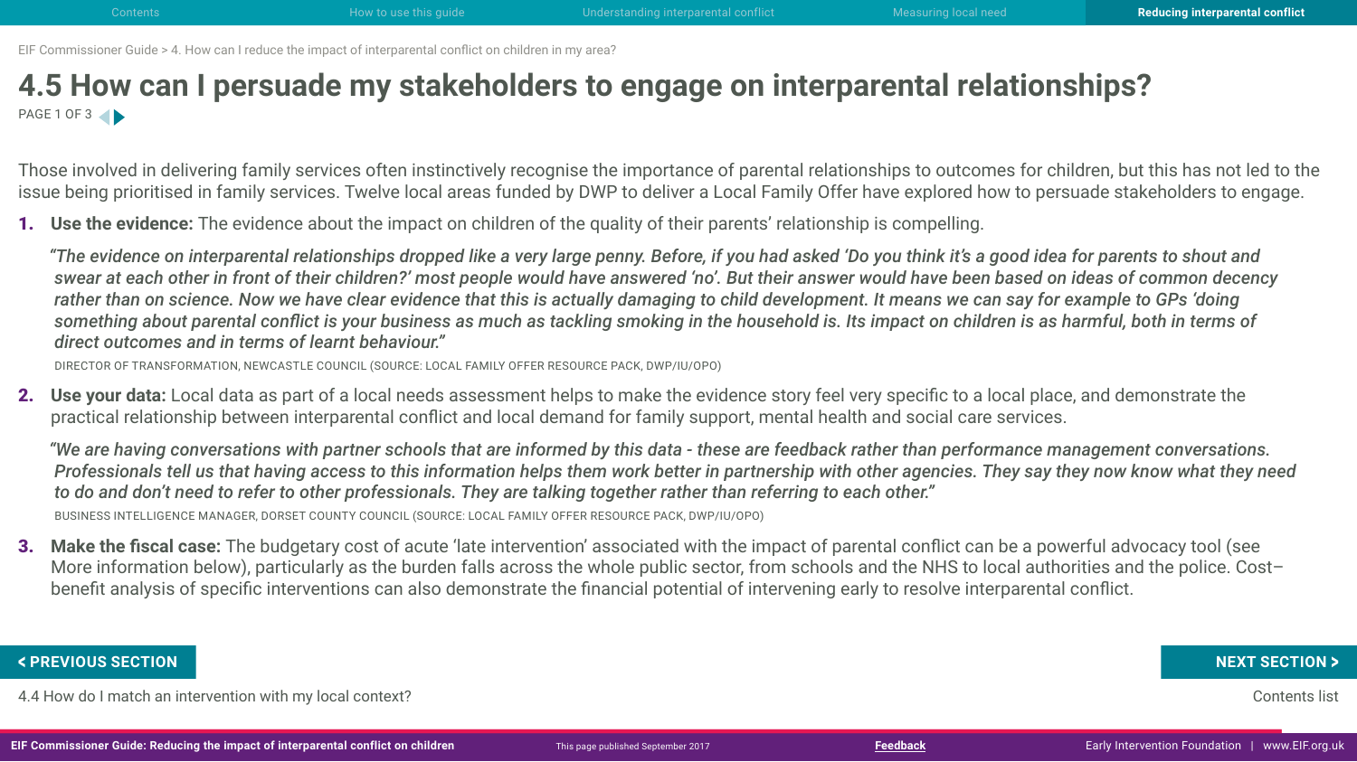# 4.5 How can I persuade my stakeholders to engage on interparental relationships?

Those involved in delivering family services often instinctively recognise the importance of parental relationships to outcomes for children, but this has not led to the issue being prioritised in family services. Twelve local areas funded by DWP to deliver a Local Family Offer have explored how to persuade stakeholders to engage.

1. **Use the evidence:** The evidence about the impact on children of the quality of their parents' relationship is compelling.

   *"The evidence on interparental relationships dropped like a very large penny. Before, if you had asked 'Do you think it's a good idea for parents to shout and swear at each other in front of their children?' most people would have answered 'no'. But their answer would have been based on ideas of common decency rather than on science. Now we have clear evidence that this is actually damaging to child development. It means we can say for example to GPs 'doing something about parental conflict is your business as much as tackling smoking in the household is. Its impact on children is as harmful, both in terms of direct outcomes and in terms of learnt behaviour."*

   DIRECTOR OF TRANSFORMATION, NEWCASTLE COUNCIL (SOURCE: LOCAL FAMILY OFFER RESOURCE PACK, DWP/IU/OPO)

2. **Use your data:** Local data as part of a local needs assessment helps to make the evidence story feel very specific to a local place, and demonstrate the practical relationship between interparental conflict and local demand for family support, mental health and social care services.

   *"We are having conversations with partner schools that are informed by this data - these are feedback rather than performance management conversations. Professionals tell us that having access to this information helps them work better in partnership with other agencies. They say they now know what they need to do and don't need to refer to other professionals. They are talking together rather than referring to each other."*

   BUSINESS INTELLIGENCE MANAGER, DORSET COUNTY COUNCIL (SOURCE: LOCAL FAMILY OFFER RESOURCE PACK, DWP/IU/OPO)

3. **Make the fiscal case:** The budgetary cost of acute 'late intervention' associated with the impact of parental conflict can be a powerful advocacy tool (see More information below), particularly as the burden falls across the whole public sector, from schools and the NHS to local authorities and the police. Cost–benefit analysis of specific interventions can also demonstrate the financial potential of intervening early to resolve interparental conflict.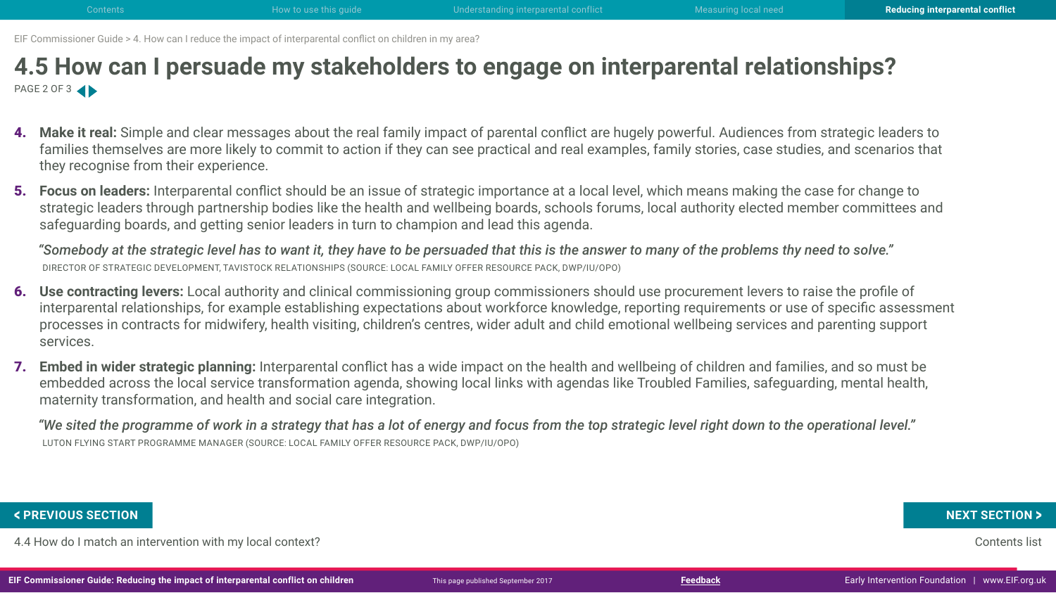EIF Commissioner Guide > 4. How can I reduce the impact of interparental conflict on children in my area?

# 4.5 How can I persuade my stakeholders to engage on interparental relationships?

4. **Make it real:** Simple and clear messages about the real family impact of parental conflict are hugely powerful. Audiences from strategic leaders to families themselves are more likely to commit to action if they can see practical and real examples, family stories, case studies, and scenarios that they recognise from their experience.
5. **Focus on leaders:** Interparental conflict should be an issue of strategic importance at a local level, which means making the case for change to strategic leaders through partnership bodies like the health and wellbeing boards, schools forums, local authority elected member committees and safeguarding boards, and getting senior leaders in turn to champion and lead this agenda.

*"Somebody at the strategic level has to want it, they have to be persuaded that this is the answer to many of the problems thy need to solve."*
DIRECTOR OF STRATEGIC DEVELOPMENT, TAVISTOCK RELATIONSHIPS (SOURCE: LOCAL FAMILY OFFER RESOURCE PACK, DWP/IU/OPO)

6. **Use contracting levers:** Local authority and clinical commissioning group commissioners should use procurement levers to raise the profile of interparental relationships, for example establishing expectations about workforce knowledge, reporting requirements or use of specific assessment processes in contracts for midwifery, health visiting, children's centres, wider adult and child emotional wellbeing services and parenting support services.
7. **Embed in wider strategic planning:** Interparental conflict has a wide impact on the health and wellbeing of children and families, and so must be embedded across the local service transformation agenda, showing local links with agendas like Troubled Families, safeguarding, mental health, maternity transformation, and health and social care integration.

*"We sited the programme of work in a strategy that has a lot of energy and focus from the top strategic level right down to the operational level."*
LUTON FLYING START PROGRAMME MANAGER (SOURCE: LOCAL FAMILY OFFER RESOURCE PACK, DWP/IU/OPO)

**< PREVIOUS SECTION**
4.4 How do I match an intervention with my local context?

**NEXT SECTION >**
Contents list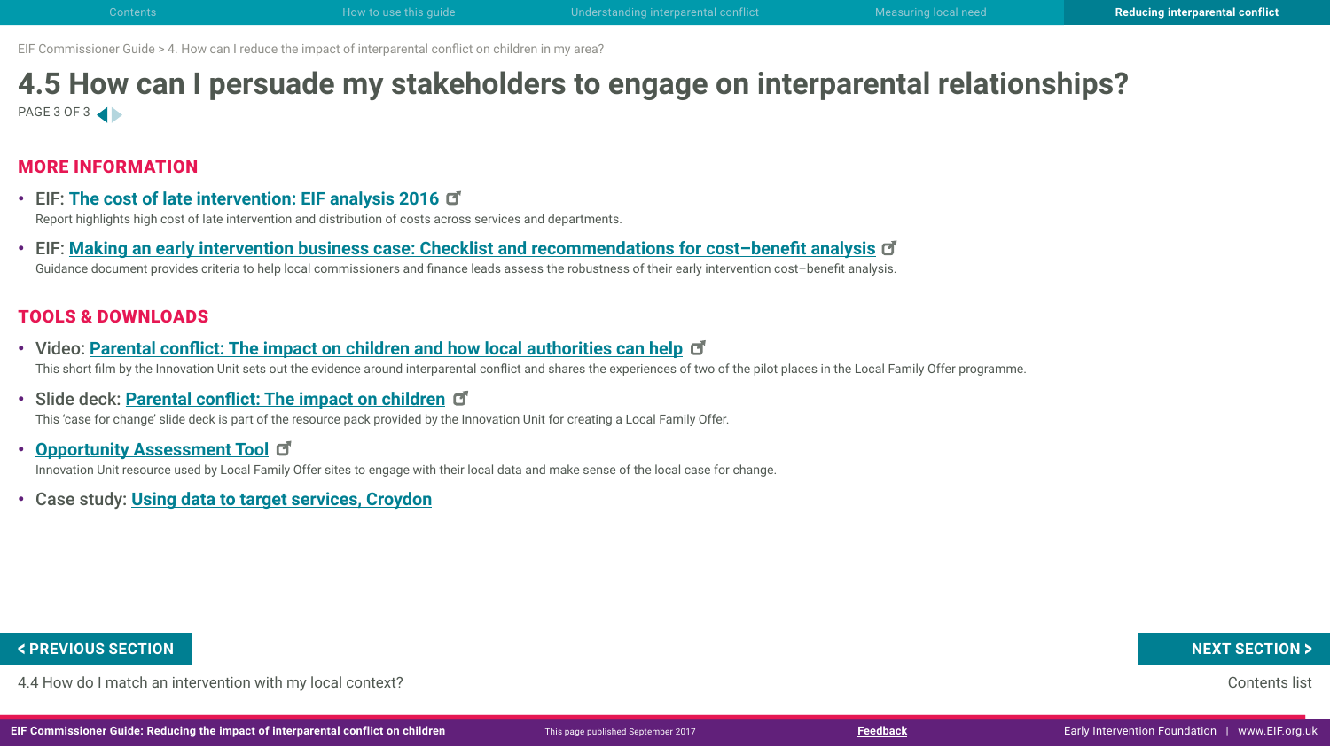EIF Commissioner Guide > 4. How can I reduce the impact of interparental conflict on children in my area?

# 4.5 How can I persuade my stakeholders to engage on interparental relationships?

## MORE INFORMATION

- EIF: **The cost of late intervention: EIF analysis 2016**
  Report highlights high cost of late intervention and distribution of costs across services and departments.
- EIF: **Making an early intervention business case: Checklist and recommendations for cost–benefit analysis**
  Guidance document provides criteria to help local commissioners and finance leads assess the robustness of their early intervention cost–benefit analysis.

## TOOLS & DOWNLOADS

- Video: **Parental conflict: The impact on children and how local authorities can help**
  This short film by the Innovation Unit sets out the evidence around interparental conflict and shares the experiences of two of the pilot places in the Local Family Offer programme.
- Slide deck: **Parental conflict: The impact on children**
  This 'case for change' slide deck is part of the resource pack provided by the Innovation Unit for creating a Local Family Offer.
- **Opportunity Assessment Tool**
  Innovation Unit resource used by Local Family Offer sites to engage with their local data and make sense of the local case for change.
- Case study: **Using data to target services, Croydon**

**< PREVIOUS SECTION**
4.4 How do I match an intervention with my local context?

**NEXT SECTION >**
Contents list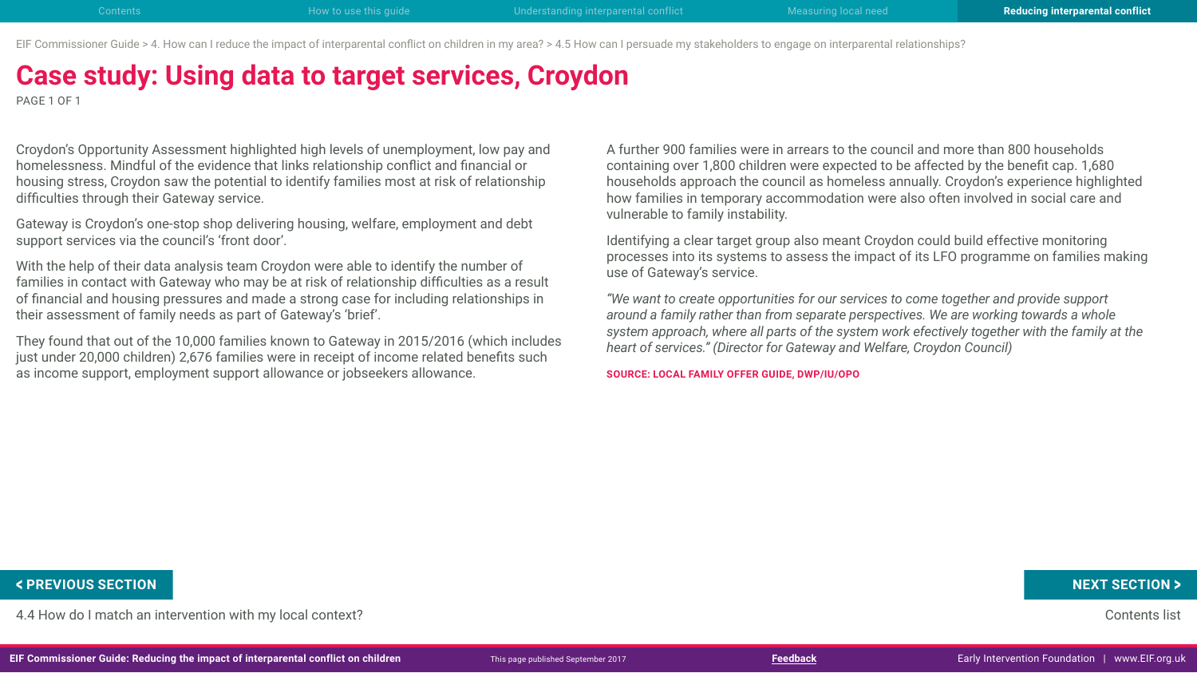EIF Commissioner Guide > 4. How can I reduce the impact of interparental conflict on children in my area? > 4.5 How can I persuade my stakeholders to engage on interparental relationships?

# Case study: Using data to target services, Croydon

Croydon's Opportunity Assessment highlighted high levels of unemployment, low pay and homelessness. Mindful of the evidence that links relationship conflict and financial or housing stress, Croydon saw the potential to identify families most at risk of relationship difficulties through their Gateway service.

Gateway is Croydon's one-stop shop delivering housing, welfare, employment and debt support services via the council's 'front door'.

With the help of their data analysis team Croydon were able to identify the number of families in contact with Gateway who may be at risk of relationship difficulties as a result of financial and housing pressures and made a strong case for including relationships in their assessment of family needs as part of Gateway's 'brief'.

They found that out of the 10,000 families known to Gateway in 2015/2016 (which includes just under 20,000 children) 2,676 families were in receipt of income related benefits such as income support, employment support allowance or jobseekers allowance.

A further 900 families were in arrears to the council and more than 800 households containing over 1,800 children were expected to be affected by the benefit cap. 1,680 households approach the council as homeless annually. Croydon's experience highlighted how families in temporary accommodation were also often involved in social care and vulnerable to family instability.

Identifying a clear target group also meant Croydon could build effective monitoring processes into its systems to assess the impact of its LFO programme on families making use of Gateway's service.

*"We want to create opportunities for our services to come together and provide support around a family rather than from separate perspectives. We are working towards a whole system approach, where all parts of the system work efectively together with the family at the heart of services." (Director for Gateway and Welfare, Croydon Council)*

**SOURCE: LOCAL FAMILY OFFER GUIDE, DWP/IU/OPO**

**< PREVIOUS SECTION**
4.4 How do I match an intervention with my local context?

**NEXT SECTION >**
Contents list